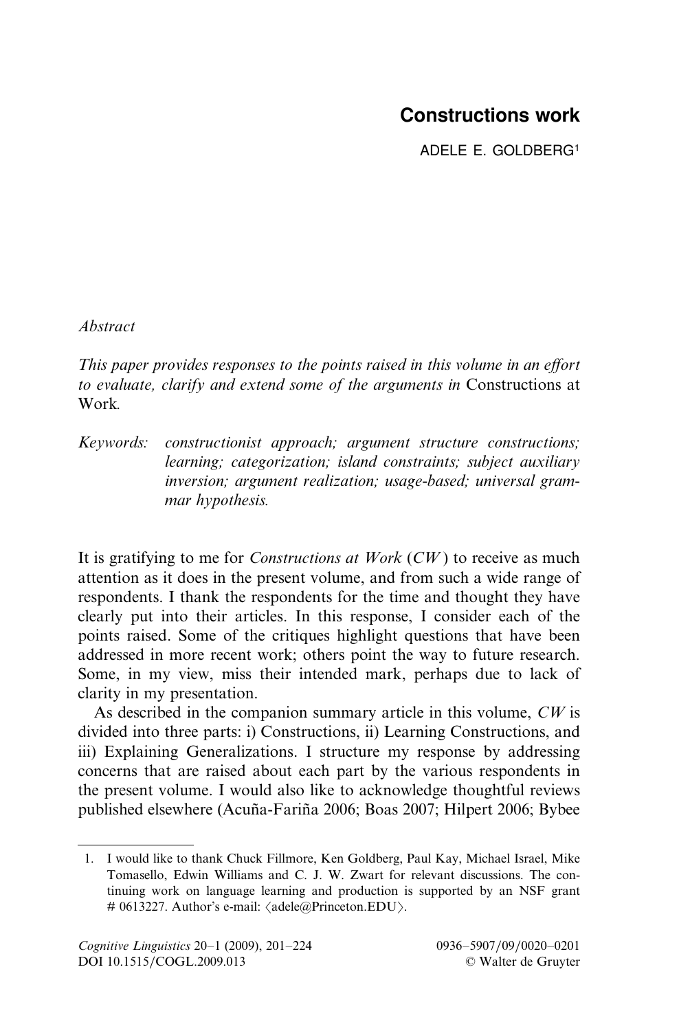# Constructions work

ADELE E. GOLDBERG[1]

*Abstract*

*This paper provides responses to the points raised in this volume in an effort to evaluate, clarify and extend some of the arguments in* Constructions at Work.

*Keywords: constructionist approach; argument structure constructions; learning; categorization; island constraints; subject auxiliary inversion; argument realization; usage-based; universal grammar hypothesis.*

It is gratifying to me for *Constructions at Work* (*CW*) to receive as much attention as it does in the present volume, and from such a wide range of respondents. I thank the respondents for the time and thought they have clearly put into their articles. In this response, I consider each of the points raised. Some of the critiques highlight questions that have been addressed in more recent work; others point the way to future research. Some, in my view, miss their intended mark, perhaps due to lack of clarity in my presentation.

As described in the companion summary article in this volume, *CW* is divided into three parts: i) Constructions, ii) Learning Constructions, and iii) Explaining Generalizations. I structure my response by addressing concerns that are raised about each part by the various respondents in the present volume. I would also like to acknowledge thoughtful reviews published elsewhere (Acuña-Fariña 2006; Boas 2007; Hilpert 2006; Bybee

1. I would like to thank Chuck Fillmore, Ken Goldberg, Paul Kay, Michael Israel, Mike Tomasello, Edwin Williams and C. J. W. Zwart for relevant discussions. The continuing work on language learning and production is supported by an NSF grant # 0613227. Author's e-mail: ⟨adele@Princeton.EDU⟩.

Cognitive Linguistics 20–1 (2009), 201–224
DOI 10.1515/COGL.2009.013

0936–5907/09/0020–0201
© Walter de Gruyter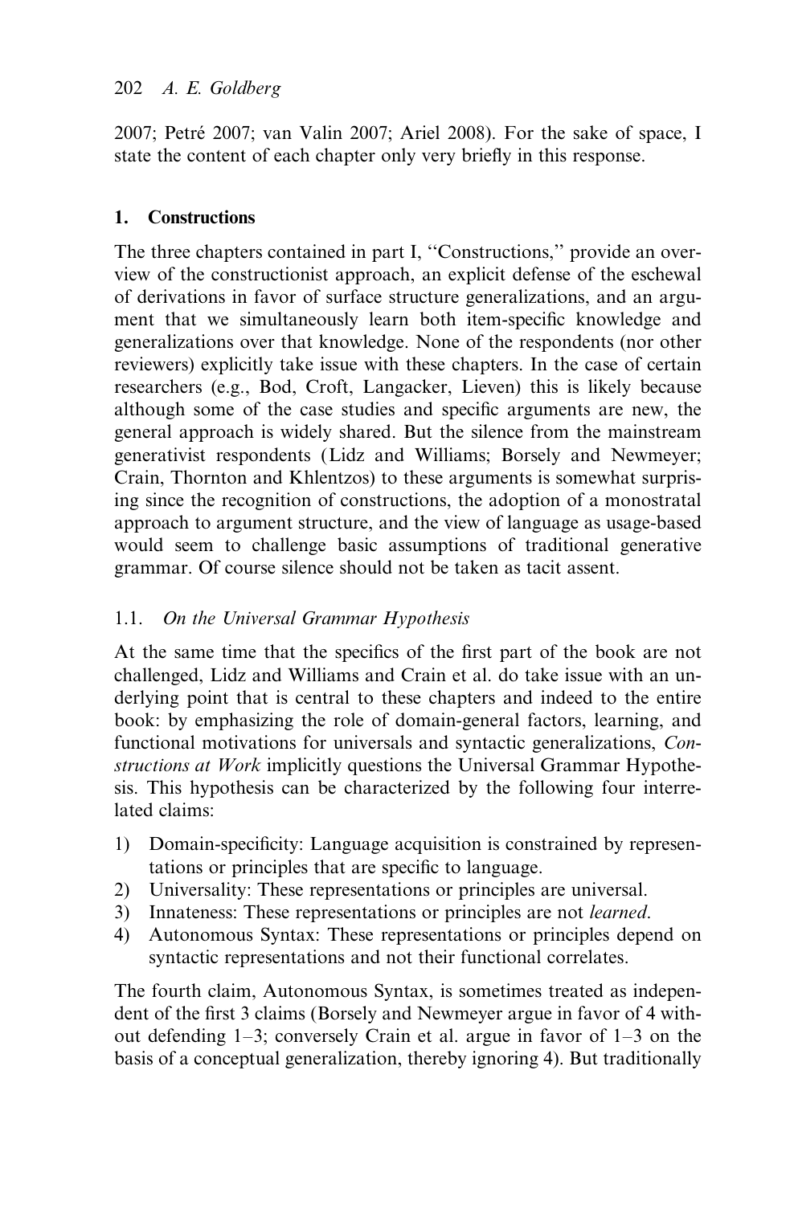2007; Petré 2007; van Valin 2007; Ariel 2008). For the sake of space, I state the content of each chapter only very briefly in this response.

## 1. Constructions

The three chapters contained in part I, "Constructions," provide an overview of the constructionist approach, an explicit defense of the eschewal of derivations in favor of surface structure generalizations, and an argument that we simultaneously learn both item-specific knowledge and generalizations over that knowledge. None of the respondents (nor other reviewers) explicitly take issue with these chapters. In the case of certain researchers (e.g., Bod, Croft, Langacker, Lieven) this is likely because although some of the case studies and specific arguments are new, the general approach is widely shared. But the silence from the mainstream generativist respondents (Lidz and Williams; Borsely and Newmeyer; Crain, Thornton and Khlentzos) to these arguments is somewhat surprising since the recognition of constructions, the adoption of a monostratal approach to argument structure, and the view of language as usage-based would seem to challenge basic assumptions of traditional generative grammar. Of course silence should not be taken as tacit assent.

### 1.1. *On the Universal Grammar Hypothesis*

At the same time that the specifics of the first part of the book are not challenged, Lidz and Williams and Crain et al. do take issue with an underlying point that is central to these chapters and indeed to the entire book: by emphasizing the role of domain-general factors, learning, and functional motivations for universals and syntactic generalizations, *Constructions at Work* implicitly questions the Universal Grammar Hypothesis. This hypothesis can be characterized by the following four interrelated claims:

1) Domain-specificity: Language acquisition is constrained by representations or principles that are specific to language.
2) Universality: These representations or principles are universal.
3) Innateness: These representations or principles are not *learned*.
4) Autonomous Syntax: These representations or principles depend on syntactic representations and not their functional correlates.

The fourth claim, Autonomous Syntax, is sometimes treated as independent of the first 3 claims (Borsely and Newmeyer argue in favor of 4 without defending 1–3; conversely Crain et al. argue in favor of 1–3 on the basis of a conceptual generalization, thereby ignoring 4). But traditionally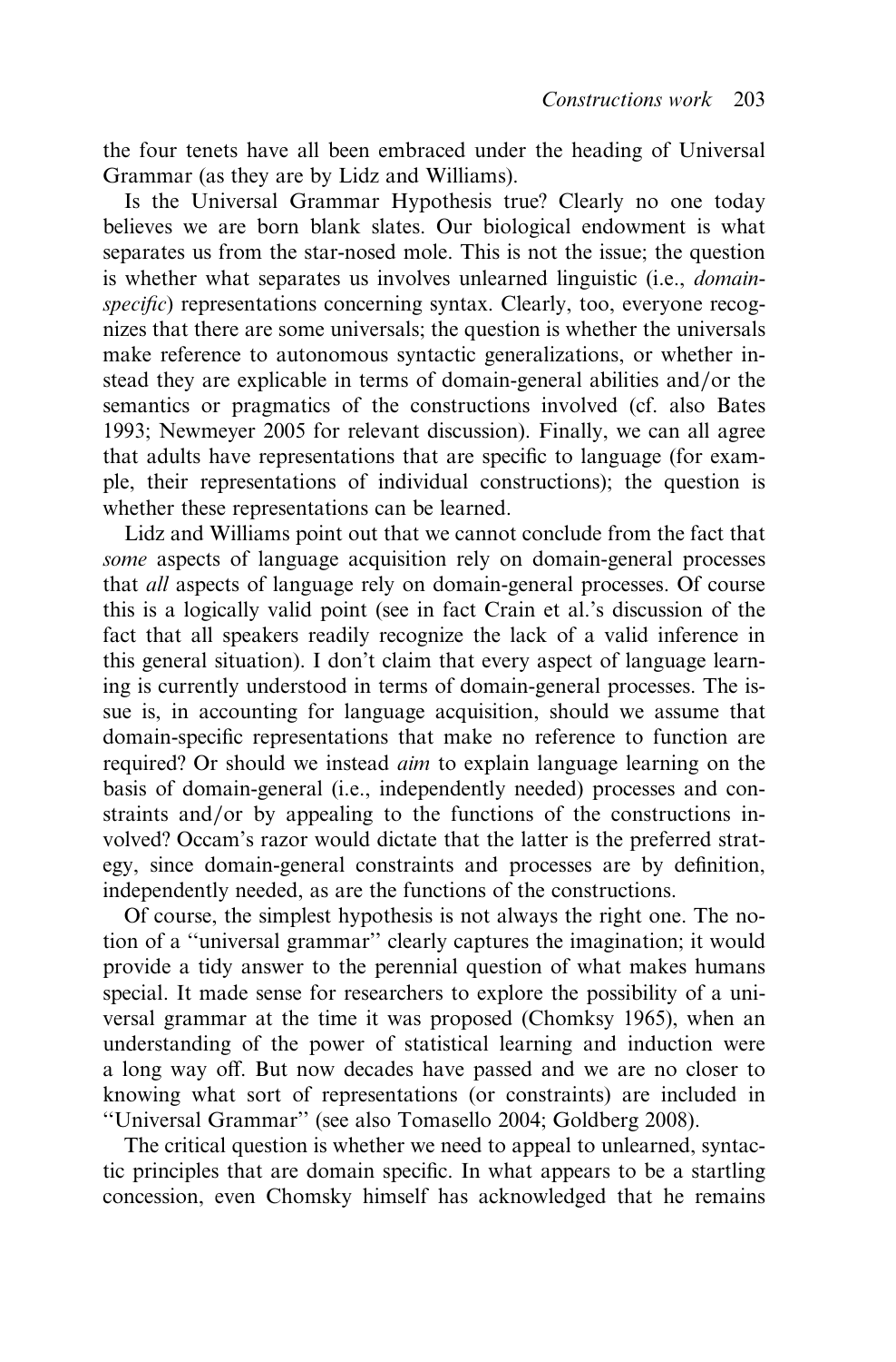the four tenets have all been embraced under the heading of Universal Grammar (as they are by Lidz and Williams).

Is the Universal Grammar Hypothesis true? Clearly no one today believes we are born blank slates. Our biological endowment is what separates us from the star-nosed mole. This is not the issue; the question is whether what separates us involves unlearned linguistic (i.e., *domain-specific*) representations concerning syntax. Clearly, too, everyone recognizes that there are some universals; the question is whether the universals make reference to autonomous syntactic generalizations, or whether instead they are explicable in terms of domain-general abilities and/or the semantics or pragmatics of the constructions involved (cf. also Bates 1993; Newmeyer 2005 for relevant discussion). Finally, we can all agree that adults have representations that are specific to language (for example, their representations of individual constructions); the question is whether these representations can be learned.

Lidz and Williams point out that we cannot conclude from the fact that *some* aspects of language acquisition rely on domain-general processes that *all* aspects of language rely on domain-general processes. Of course this is a logically valid point (see in fact Crain et al.'s discussion of the fact that all speakers readily recognize the lack of a valid inference in this general situation). I don't claim that every aspect of language learning is currently understood in terms of domain-general processes. The issue is, in accounting for language acquisition, should we assume that domain-specific representations that make no reference to function are required? Or should we instead *aim* to explain language learning on the basis of domain-general (i.e., independently needed) processes and constraints and/or by appealing to the functions of the constructions involved? Occam's razor would dictate that the latter is the preferred strategy, since domain-general constraints and processes are by definition, independently needed, as are the functions of the constructions.

Of course, the simplest hypothesis is not always the right one. The notion of a "universal grammar" clearly captures the imagination; it would provide a tidy answer to the perennial question of what makes humans special. It made sense for researchers to explore the possibility of a universal grammar at the time it was proposed (Chomksy 1965), when an understanding of the power of statistical learning and induction were a long way off. But now decades have passed and we are no closer to knowing what sort of representations (or constraints) are included in "Universal Grammar" (see also Tomasello 2004; Goldberg 2008).

The critical question is whether we need to appeal to unlearned, syntactic principles that are domain specific. In what appears to be a startling concession, even Chomsky himself has acknowledged that he remains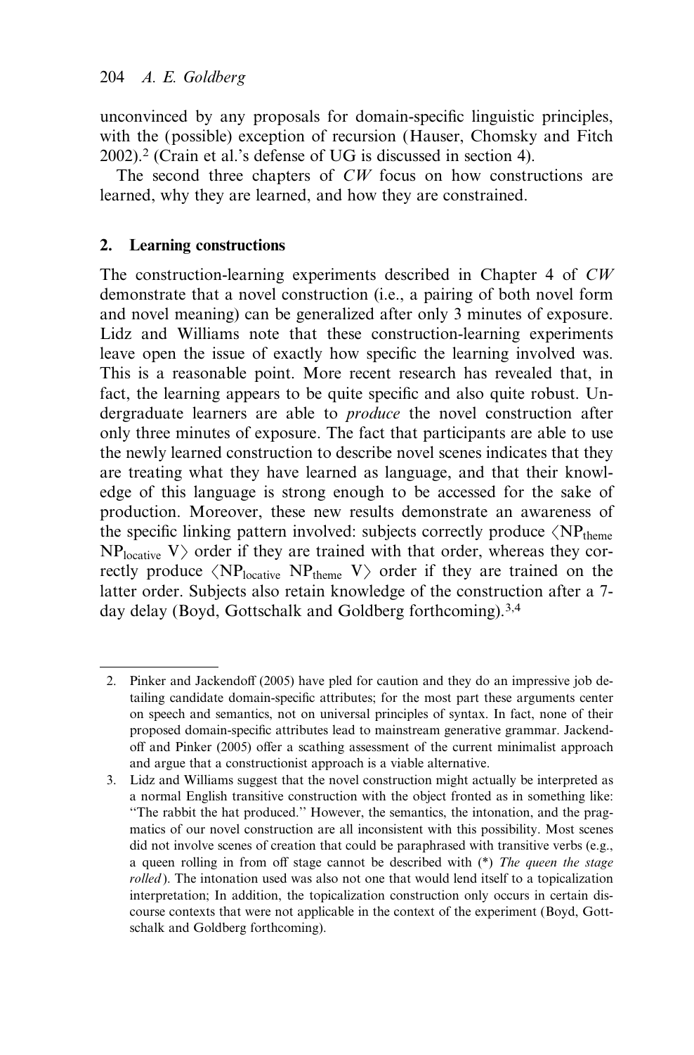unconvinced by any proposals for domain-specific linguistic principles, with the (possible) exception of recursion (Hauser, Chomsky and Fitch 2002).[2] (Crain et al.'s defense of UG is discussed in section 4).

The second three chapters of *CW* focus on how constructions are learned, why they are learned, and how they are constrained.

## 2. Learning constructions

The construction-learning experiments described in Chapter 4 of *CW* demonstrate that a novel construction (i.e., a pairing of both novel form and novel meaning) can be generalized after only 3 minutes of exposure. Lidz and Williams note that these construction-learning experiments leave open the issue of exactly how specific the learning involved was. This is a reasonable point. More recent research has revealed that, in fact, the learning appears to be quite specific and also quite robust. Undergraduate learners are able to *produce* the novel construction after only three minutes of exposure. The fact that participants are able to use the newly learned construction to describe novel scenes indicates that they are treating what they have learned as language, and that their knowledge of this language is strong enough to be accessed for the sake of production. Moreover, these new results demonstrate an awareness of the specific linking pattern involved: subjects correctly produce $\langle NP_{theme}\ NP_{locative}\ V \rangle$ order if they are trained with that order, whereas they correctly produce $\langle NP_{locative}\ NP_{theme}\ V \rangle$ order if they are trained on the latter order. Subjects also retain knowledge of the construction after a 7-day delay (Boyd, Gottschalk and Goldberg forthcoming).[3,4]

---

2. Pinker and Jackendoff (2005) have pled for caution and they do an impressive job detailing candidate domain-specific attributes; for the most part these arguments center on speech and semantics, not on universal principles of syntax. In fact, none of their proposed domain-specific attributes lead to mainstream generative grammar. Jackendoff and Pinker (2005) offer a scathing assessment of the current minimalist approach and argue that a constructionist approach is a viable alternative.

3. Lidz and Williams suggest that the novel construction might actually be interpreted as a normal English transitive construction with the object fronted as in something like: "The rabbit the hat produced." However, the semantics, the intonation, and the pragmatics of our novel construction are all inconsistent with this possibility. Most scenes did not involve scenes of creation that could be paraphrased with transitive verbs (e.g., a queen rolling in from off stage cannot be described with (*) *The queen the stage rolled*). The intonation used was also not one that would lend itself to a topicalization interpretation; In addition, the topicalization construction only occurs in certain discourse contexts that were not applicable in the context of the experiment (Boyd, Gottschalk and Goldberg forthcoming).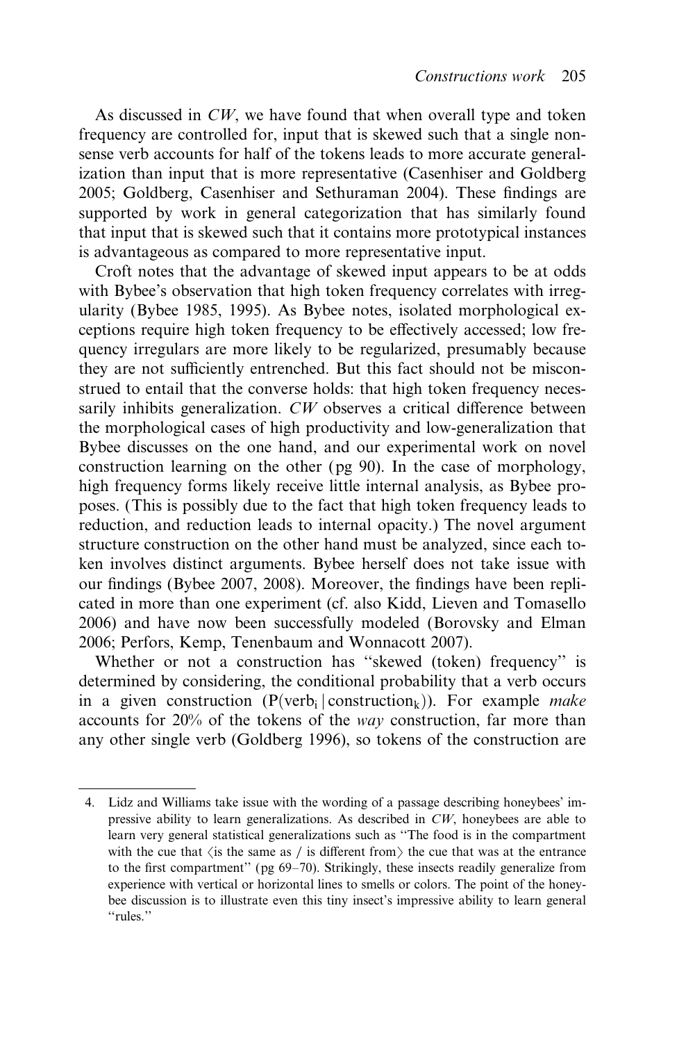As discussed in *CW*, we have found that when overall type and token frequency are controlled for, input that is skewed such that a single nonsense verb accounts for half of the tokens leads to more accurate generalization than input that is more representative (Casenhiser and Goldberg 2005; Goldberg, Casenhiser and Sethuraman 2004). These findings are supported by work in general categorization that has similarly found that input that is skewed such that it contains more prototypical instances is advantageous as compared to more representative input.

Croft notes that the advantage of skewed input appears to be at odds with Bybee's observation that high token frequency correlates with irregularity (Bybee 1985, 1995). As Bybee notes, isolated morphological exceptions require high token frequency to be effectively accessed; low frequency irregulars are more likely to be regularized, presumably because they are not sufficiently entrenched. But this fact should not be misconstrued to entail that the converse holds: that high token frequency necessarily inhibits generalization. *CW* observes a critical difference between the morphological cases of high productivity and low-generalization that Bybee discusses on the one hand, and our experimental work on novel construction learning on the other (pg 90). In the case of morphology, high frequency forms likely receive little internal analysis, as Bybee proposes. (This is possibly due to the fact that high token frequency leads to reduction, and reduction leads to internal opacity.) The novel argument structure construction on the other hand must be analyzed, since each token involves distinct arguments. Bybee herself does not take issue with our findings (Bybee 2007, 2008). Moreover, the findings have been replicated in more than one experiment (cf. also Kidd, Lieven and Tomasello 2006) and have now been successfully modeled (Borovsky and Elman 2006; Perfors, Kemp, Tenenbaum and Wonnacott 2007).

Whether or not a construction has "skewed (token) frequency" is determined by considering, the conditional probability that a verb occurs in a given construction ($P(\text{verb}_i \mid \text{construction}_k)$). For example *make* accounts for 20% of the tokens of the *way* construction, far more than any other single verb (Goldberg 1996), so tokens of the construction are

4. Lidz and Williams take issue with the wording of a passage describing honeybees' impressive ability to learn generalizations. As described in *CW*, honeybees are able to learn very general statistical generalizations such as "The food is in the compartment with the cue that ⟨is the same as / is different from⟩ the cue that was at the entrance to the first compartment" (pg 69–70). Strikingly, these insects readily generalize from experience with vertical or horizontal lines to smells or colors. The point of the honeybee discussion is to illustrate even this tiny insect's impressive ability to learn general "rules."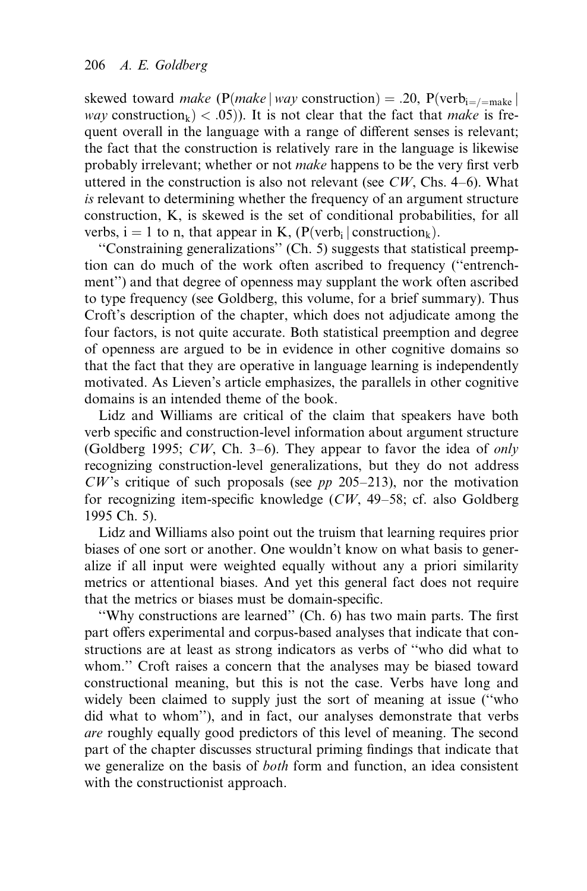skewed toward *make* ($P(make \mid way \text{ construction}) = .20$, $P(\text{verb}_{i=/=\text{make}} \mid way \text{ construction}_k) < .05$)). It is not clear that the fact that *make* is frequent overall in the language with a range of different senses is relevant; the fact that the construction is relatively rare in the language is likewise probably irrelevant; whether or not *make* happens to be the very first verb uttered in the construction is also not relevant (see *CW*, Chs. 4–6). What *is* relevant to determining whether the frequency of an argument structure construction, K, is skewed is the set of conditional probabilities, for all verbs, $i = 1$ to n, that appear in K, ($P(\text{verb}_i \mid \text{construction}_k)$.

"Constraining generalizations" (Ch. 5) suggests that statistical preemption can do much of the work often ascribed to frequency ("entrenchment") and that degree of openness may supplant the work often ascribed to type frequency (see Goldberg, this volume, for a brief summary). Thus Croft's description of the chapter, which does not adjudicate among the four factors, is not quite accurate. Both statistical preemption and degree of openness are argued to be in evidence in other cognitive domains so that the fact that they are operative in language learning is independently motivated. As Lieven's article emphasizes, the parallels in other cognitive domains is an intended theme of the book.

Lidz and Williams are critical of the claim that speakers have both verb specific and construction-level information about argument structure (Goldberg 1995; *CW*, Ch. 3–6). They appear to favor the idea of *only* recognizing construction-level generalizations, but they do not address *CW*'s critique of such proposals (see *pp* 205–213), nor the motivation for recognizing item-specific knowledge (*CW*, 49–58; cf. also Goldberg 1995 Ch. 5).

Lidz and Williams also point out the truism that learning requires prior biases of one sort or another. One wouldn't know on what basis to generalize if all input were weighted equally without any a priori similarity metrics or attentional biases. And yet this general fact does not require that the metrics or biases must be domain-specific.

"Why constructions are learned" (Ch. 6) has two main parts. The first part offers experimental and corpus-based analyses that indicate that constructions are at least as strong indicators as verbs of "who did what to whom." Croft raises a concern that the analyses may be biased toward constructional meaning, but this is not the case. Verbs have long and widely been claimed to supply just the sort of meaning at issue ("who did what to whom"), and in fact, our analyses demonstrate that verbs *are* roughly equally good predictors of this level of meaning. The second part of the chapter discusses structural priming findings that indicate that we generalize on the basis of *both* form and function, an idea consistent with the constructionist approach.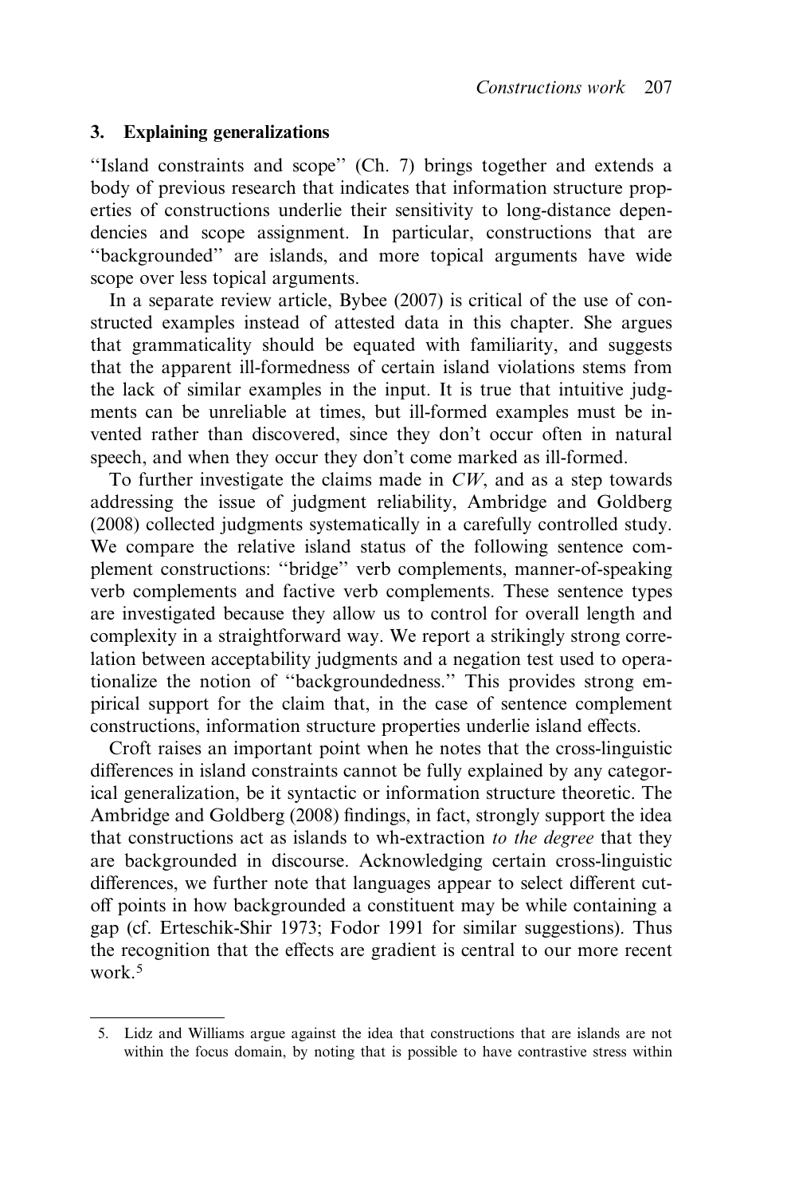## 3. Explaining generalizations

"Island constraints and scope" (Ch. 7) brings together and extends a body of previous research that indicates that information structure properties of constructions underlie their sensitivity to long-distance dependencies and scope assignment. In particular, constructions that are "backgrounded" are islands, and more topical arguments have wide scope over less topical arguments.

In a separate review article, Bybee (2007) is critical of the use of constructed examples instead of attested data in this chapter. She argues that grammaticality should be equated with familiarity, and suggests that the apparent ill-formedness of certain island violations stems from the lack of similar examples in the input. It is true that intuitive judgments can be unreliable at times, but ill-formed examples must be invented rather than discovered, since they don't occur often in natural speech, and when they occur they don't come marked as ill-formed.

To further investigate the claims made in *CW*, and as a step towards addressing the issue of judgment reliability, Ambridge and Goldberg (2008) collected judgments systematically in a carefully controlled study. We compare the relative island status of the following sentence complement constructions: "bridge" verb complements, manner-of-speaking verb complements and factive verb complements. These sentence types are investigated because they allow us to control for overall length and complexity in a straightforward way. We report a strikingly strong correlation between acceptability judgments and a negation test used to operationalize the notion of "backgroundedness." This provides strong empirical support for the claim that, in the case of sentence complement constructions, information structure properties underlie island effects.

Croft raises an important point when he notes that the cross-linguistic differences in island constraints cannot be fully explained by any categorical generalization, be it syntactic or information structure theoretic. The Ambridge and Goldberg (2008) findings, in fact, strongly support the idea that constructions act as islands to wh-extraction *to the degree* that they are backgrounded in discourse. Acknowledging certain cross-linguistic differences, we further note that languages appear to select different cut-off points in how backgrounded a constituent may be while containing a gap (cf. Erteschik-Shir 1973; Fodor 1991 for similar suggestions). Thus the recognition that the effects are gradient is central to our more recent work.[5]

---

5. Lidz and Williams argue against the idea that constructions that are islands are not within the focus domain, by noting that is possible to have contrastive stress within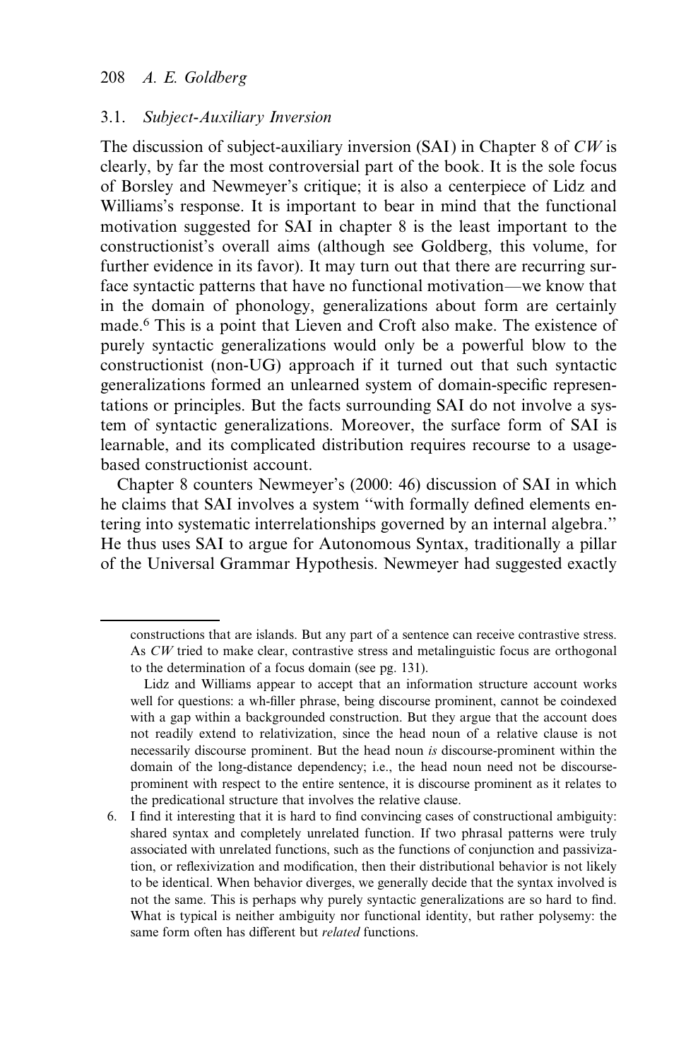### 3.1. *Subject-Auxiliary Inversion*

The discussion of subject-auxiliary inversion (SAI) in Chapter 8 of *CW* is clearly, by far the most controversial part of the book. It is the sole focus of Borsley and Newmeyer's critique; it is also a centerpiece of Lidz and Williams's response. It is important to bear in mind that the functional motivation suggested for SAI in chapter 8 is the least important to the constructionist's overall aims (although see Goldberg, this volume, for further evidence in its favor). It may turn out that there are recurring surface syntactic patterns that have no functional motivation—we know that in the domain of phonology, generalizations about form are certainly made.[6] This is a point that Lieven and Croft also make. The existence of purely syntactic generalizations would only be a powerful blow to the constructionist (non-UG) approach if it turned out that such syntactic generalizations formed an unlearned system of domain-specific representations or principles. But the facts surrounding SAI do not involve a system of syntactic generalizations. Moreover, the surface form of SAI is learnable, and its complicated distribution requires recourse to a usage-based constructionist account.

Chapter 8 counters Newmeyer's (2000: 46) discussion of SAI in which he claims that SAI involves a system "with formally defined elements entering into systematic interrelationships governed by an internal algebra." He thus uses SAI to argue for Autonomous Syntax, traditionally a pillar of the Universal Grammar Hypothesis. Newmeyer had suggested exactly

---

constructions that are islands. But any part of a sentence can receive contrastive stress. As *CW* tried to make clear, contrastive stress and metalinguistic focus are orthogonal to the determination of a focus domain (see pg. 131).

Lidz and Williams appear to accept that an information structure account works well for questions: a wh-filler phrase, being discourse prominent, cannot be coindexed with a gap within a backgrounded construction. But they argue that the account does not readily extend to relativization, since the head noun of a relative clause is not necessarily discourse prominent. But the head noun *is* discourse-prominent within the domain of the long-distance dependency; i.e., the head noun need not be discourse-prominent with respect to the entire sentence, it is discourse prominent as it relates to the predicational structure that involves the relative clause.

6. I find it interesting that it is hard to find convincing cases of constructional ambiguity: shared syntax and completely unrelated function. If two phrasal patterns were truly associated with unrelated functions, such as the functions of conjunction and passivization, or reflexivization and modification, then their distributional behavior is not likely to be identical. When behavior diverges, we generally decide that the syntax involved is not the same. This is perhaps why purely syntactic generalizations are so hard to find. What is typical is neither ambiguity nor functional identity, but rather polysemy: the same form often has different but *related* functions.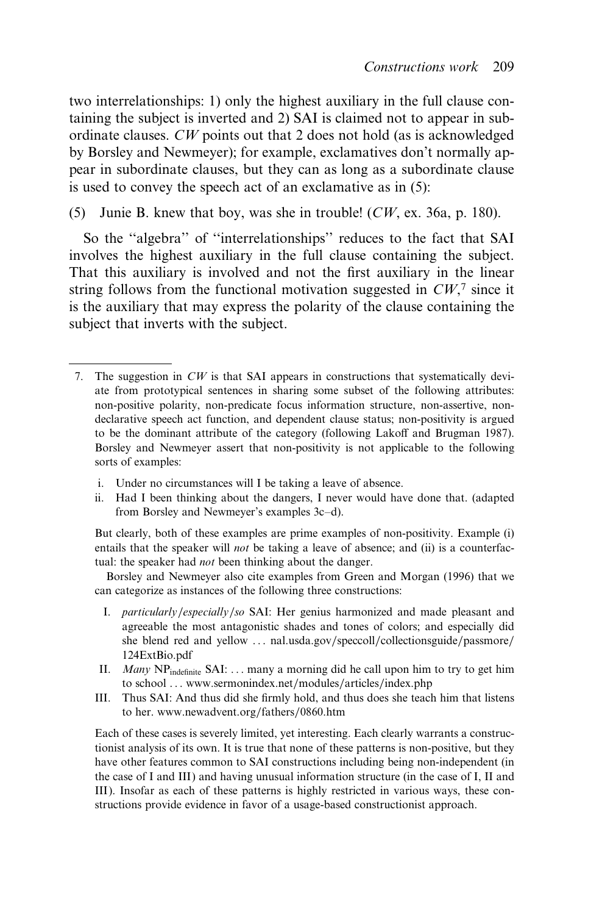two interrelationships: 1) only the highest auxiliary in the full clause containing the subject is inverted and 2) SAI is claimed not to appear in subordinate clauses. *CW* points out that 2 does not hold (as is acknowledged by Borsley and Newmeyer); for example, exclamatives don't normally appear in subordinate clauses, but they can as long as a subordinate clause is used to convey the speech act of an exclamative as in (5):

(5) Junie B. knew that boy, was she in trouble! (*CW*, ex. 36a, p. 180).

So the ''algebra'' of ''interrelationships'' reduces to the fact that SAI involves the highest auxiliary in the full clause containing the subject. That this auxiliary is involved and not the first auxiliary in the linear string follows from the functional motivation suggested in *CW*,[7] since it is the auxiliary that may express the polarity of the clause containing the subject that inverts with the subject.

---

7. The suggestion in *CW* is that SAI appears in constructions that systematically deviate from prototypical sentences in sharing some subset of the following attributes: non-positive polarity, non-predicate focus information structure, non-assertive, non-declarative speech act function, and dependent clause status; non-positivity is argued to be the dominant attribute of the category (following Lakoff and Brugman 1987). Borsley and Newmeyer assert that non-positivity is not applicable to the following sorts of examples:

   i. Under no circumstances will I be taking a leave of absence.
   ii. Had I been thinking about the dangers, I never would have done that. (adapted from Borsley and Newmeyer's examples 3c–d).

   But clearly, both of these examples are prime examples of non-positivity. Example (i) entails that the speaker will *not* be taking a leave of absence; and (ii) is a counterfactual: the speaker had *not* been thinking about the danger.

   Borsley and Newmeyer also cite examples from Green and Morgan (1996) that we can categorize as instances of the following three constructions:

   I. *particularly/especially/so* SAI: Her genius harmonized and made pleasant and agreeable the most antagonistic shades and tones of colors; and especially did she blend red and yellow ... nal.usda.gov/speccoll/collectionsguide/passmore/124ExtBio.pdf
   II. *Many* $\text{NP}_{\text{indefinite}}$ SAI: ... many a morning did he call upon him to try to get him to school ... www.sermonindex.net/modules/articles/index.php
   III. Thus SAI: And thus did she firmly hold, and thus does she teach him that listens to her. www.newadvent.org/fathers/0860.htm

   Each of these cases is severely limited, yet interesting. Each clearly warrants a constructionist analysis of its own. It is true that none of these patterns is non-positive, but they have other features common to SAI constructions including being non-independent (in the case of I and III) and having unusual information structure (in the case of I, II and III). Insofar as each of these patterns is highly restricted in various ways, these constructions provide evidence in favor of a usage-based constructionist approach.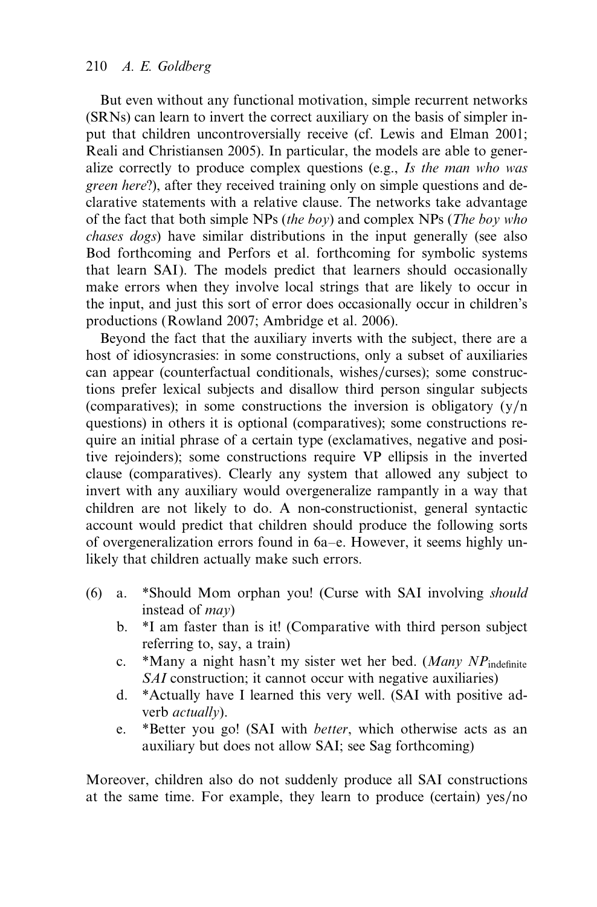But even without any functional motivation, simple recurrent networks (SRNs) can learn to invert the correct auxiliary on the basis of simpler input that children uncontroversially receive (cf. Lewis and Elman 2001; Reali and Christiansen 2005). In particular, the models are able to generalize correctly to produce complex questions (e.g., *Is the man who was green here*?), after they received training only on simple questions and declarative statements with a relative clause. The networks take advantage of the fact that both simple NPs (*the boy*) and complex NPs (*The boy who chases dogs*) have similar distributions in the input generally (see also Bod forthcoming and Perfors et al. forthcoming for symbolic systems that learn SAI). The models predict that learners should occasionally make errors when they involve local strings that are likely to occur in the input, and just this sort of error does occasionally occur in children's productions (Rowland 2007; Ambridge et al. 2006).

Beyond the fact that the auxiliary inverts with the subject, there are a host of idiosyncrasies: in some constructions, only a subset of auxiliaries can appear (counterfactual conditionals, wishes/curses); some constructions prefer lexical subjects and disallow third person singular subjects (comparatives); in some constructions the inversion is obligatory (y/n questions) in others it is optional (comparatives); some constructions require an initial phrase of a certain type (exclamatives, negative and positive rejoinders); some constructions require VP ellipsis in the inverted clause (comparatives). Clearly any system that allowed any subject to invert with any auxiliary would overgeneralize rampantly in a way that children are not likely to do. A non-constructionist, general syntactic account would predict that children should produce the following sorts of overgeneralization errors found in 6a–e. However, it seems highly unlikely that children actually make such errors.

(6) a. *Should Mom orphan you! (Curse with SAI involving *should* instead of *may*)
    b. *I am faster than is it! (Comparative with third person subject referring to, say, a train)
    c. *Many a night hasn't my sister wet her bed. (*Many NP*$_{\text{indefinite}}$ *SAI* construction; it cannot occur with negative auxiliaries)
    d. *Actually have I learned this very well. (SAI with positive adverb *actually*).
    e. *Better you go! (SAI with *better*, which otherwise acts as an auxiliary but does not allow SAI; see Sag forthcoming)

Moreover, children also do not suddenly produce all SAI constructions at the same time. For example, they learn to produce (certain) yes/no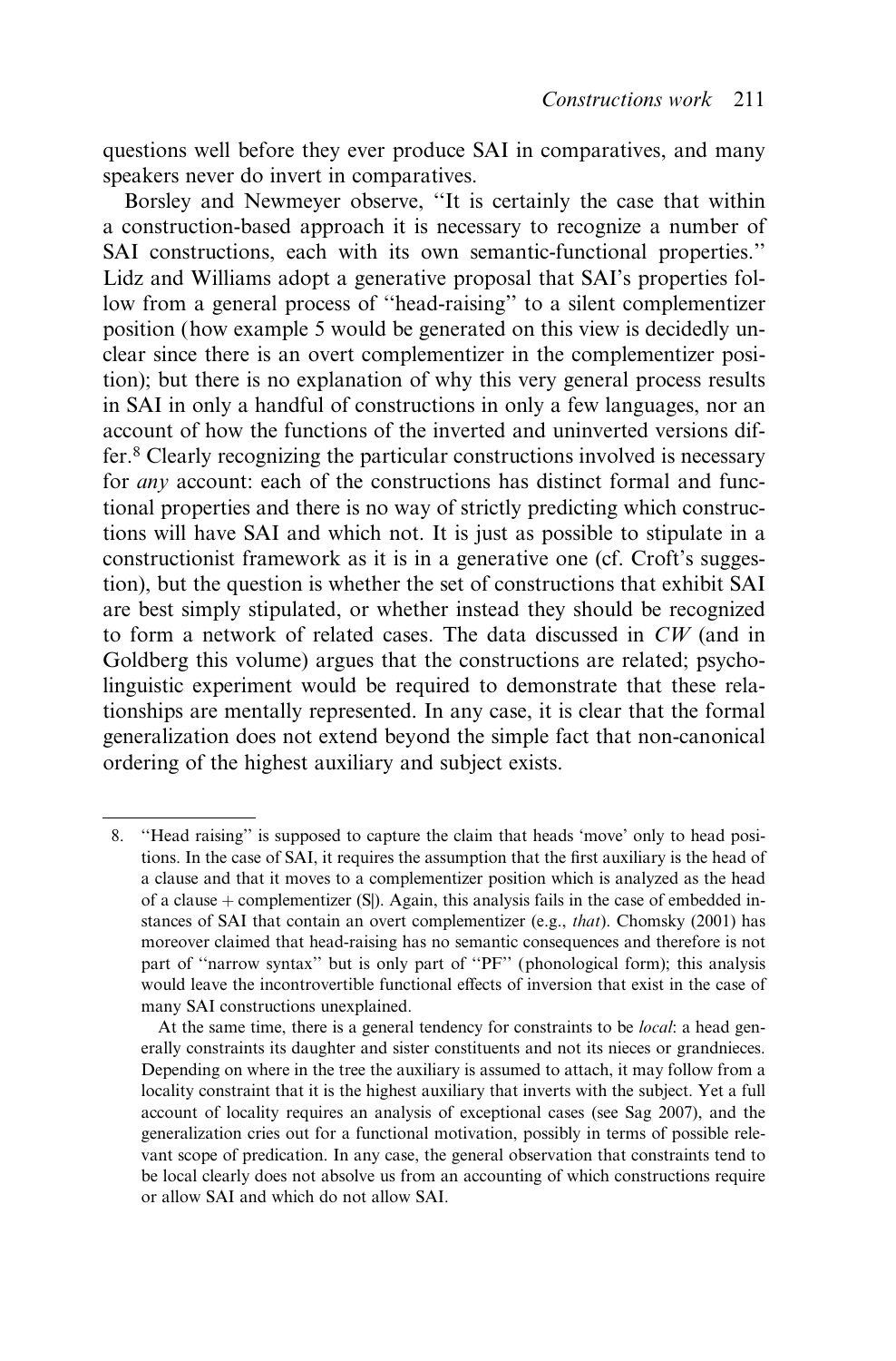questions well before they ever produce SAI in comparatives, and many speakers never do invert in comparatives.

Borsley and Newmeyer observe, ''It is certainly the case that within a construction-based approach it is necessary to recognize a number of SAI constructions, each with its own semantic-functional properties.'' Lidz and Williams adopt a generative proposal that SAI's properties follow from a general process of ''head-raising'' to a silent complementizer position (how example 5 would be generated on this view is decidedly unclear since there is an overt complementizer in the complementizer position); but there is no explanation of why this very general process results in SAI in only a handful of constructions in only a few languages, nor an account of how the functions of the inverted and uninverted versions differ.[8] Clearly recognizing the particular constructions involved is necessary for *any* account: each of the constructions has distinct formal and functional properties and there is no way of strictly predicting which constructions will have SAI and which not. It is just as possible to stipulate in a constructionist framework as it is in a generative one (cf. Croft's suggestion), but the question is whether the set of constructions that exhibit SAI are best simply stipulated, or whether instead they should be recognized to form a network of related cases. The data discussed in *CW* (and in Goldberg this volume) argues that the constructions are related; psycholinguistic experiment would be required to demonstrate that these relationships are mentally represented. In any case, it is clear that the formal generalization does not extend beyond the simple fact that non-canonical ordering of the highest auxiliary and subject exists.

---

8. ''Head raising'' is supposed to capture the claim that heads 'move' only to head positions. In the case of SAI, it requires the assumption that the first auxiliary is the head of a clause and that it moves to a complementizer position which is analyzed as the head of a clause + complementizer (S|). Again, this analysis fails in the case of embedded instances of SAI that contain an overt complementizer (e.g., *that*). Chomsky (2001) has moreover claimed that head-raising has no semantic consequences and therefore is not part of ''narrow syntax'' but is only part of ''PF'' (phonological form); this analysis would leave the incontrovertible functional effects of inversion that exist in the case of many SAI constructions unexplained.

   At the same time, there is a general tendency for constraints to be *local*: a head generally constraints its daughter and sister constituents and not its nieces or grandnieces. Depending on where in the tree the auxiliary is assumed to attach, it may follow from a locality constraint that it is the highest auxiliary that inverts with the subject. Yet a full account of locality requires an analysis of exceptional cases (see Sag 2007), and the generalization cries out for a functional motivation, possibly in terms of possible relevant scope of predication. In any case, the general observation that constraints tend to be local clearly does not absolve us from an accounting of which constructions require or allow SAI and which do not allow SAI.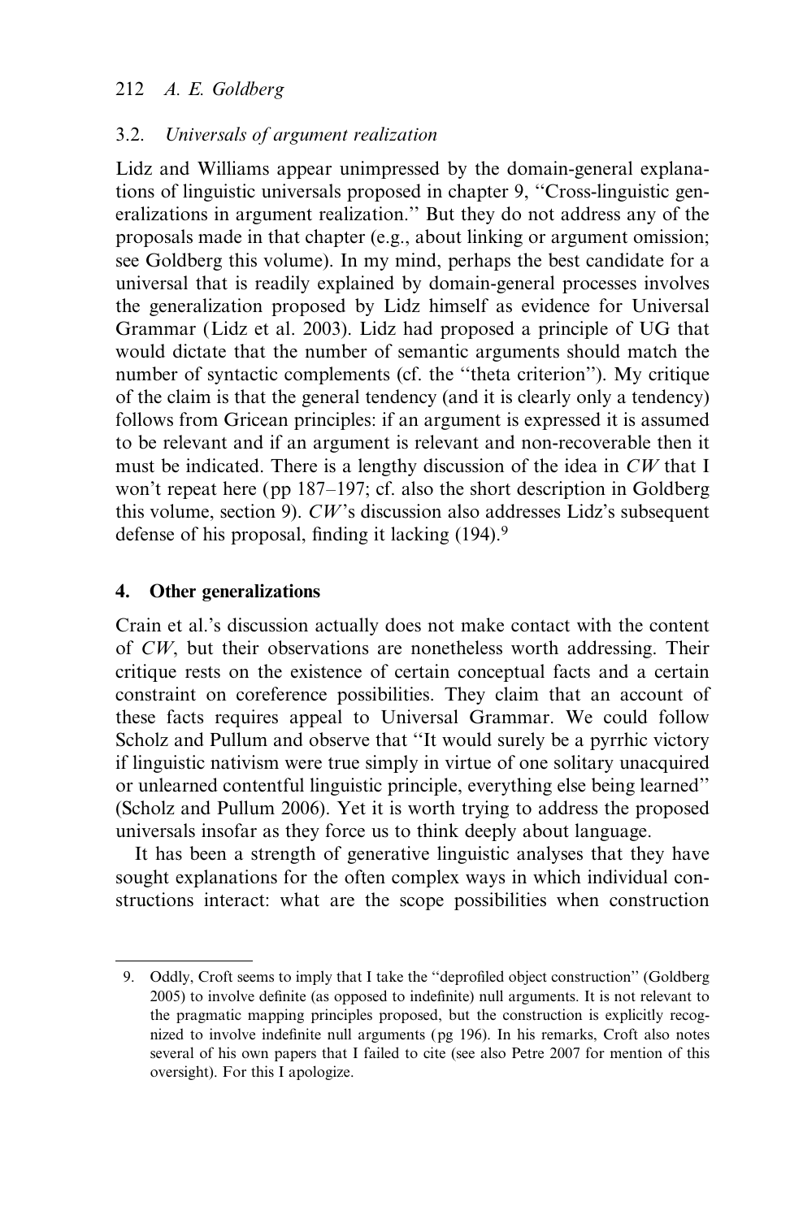### 3.2. *Universals of argument realization*

Lidz and Williams appear unimpressed by the domain-general explanations of linguistic universals proposed in chapter 9, "Cross-linguistic generalizations in argument realization." But they do not address any of the proposals made in that chapter (e.g., about linking or argument omission; see Goldberg this volume). In my mind, perhaps the best candidate for a universal that is readily explained by domain-general processes involves the generalization proposed by Lidz himself as evidence for Universal Grammar (Lidz et al. 2003). Lidz had proposed a principle of UG that would dictate that the number of semantic arguments should match the number of syntactic complements (cf. the "theta criterion"). My critique of the claim is that the general tendency (and it is clearly only a tendency) follows from Gricean principles: if an argument is expressed it is assumed to be relevant and if an argument is relevant and non-recoverable then it must be indicated. There is a lengthy discussion of the idea in *CW* that I won't repeat here (pp 187–197; cf. also the short description in Goldberg this volume, section 9). *CW*'s discussion also addresses Lidz's subsequent defense of his proposal, finding it lacking (194).[9]

## 4. Other generalizations

Crain et al.'s discussion actually does not make contact with the content of *CW*, but their observations are nonetheless worth addressing. Their critique rests on the existence of certain conceptual facts and a certain constraint on coreference possibilities. They claim that an account of these facts requires appeal to Universal Grammar. We could follow Scholz and Pullum and observe that "It would surely be a pyrrhic victory if linguistic nativism were true simply in virtue of one solitary unacquired or unlearned contentful linguistic principle, everything else being learned" (Scholz and Pullum 2006). Yet it is worth trying to address the proposed universals insofar as they force us to think deeply about language.

It has been a strength of generative linguistic analyses that they have sought explanations for the often complex ways in which individual constructions interact: what are the scope possibilities when construction

9. Oddly, Croft seems to imply that I take the "deprofiled object construction" (Goldberg 2005) to involve definite (as opposed to indefinite) null arguments. It is not relevant to the pragmatic mapping principles proposed, but the construction is explicitly recognized to involve indefinite null arguments (pg 196). In his remarks, Croft also notes several of his own papers that I failed to cite (see also Petre 2007 for mention of this oversight). For this I apologize.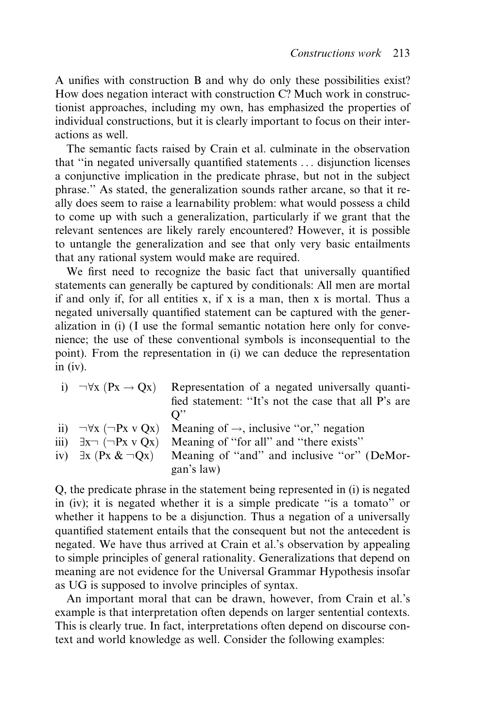A unifies with construction B and why do only these possibilities exist? How does negation interact with construction C? Much work in constructionist approaches, including my own, has emphasized the properties of individual constructions, but it is clearly important to focus on their interactions as well.

The semantic facts raised by Crain et al. culminate in the observation that "in negated universally quantified statements ... disjunction licenses a conjunctive implication in the predicate phrase, but not in the subject phrase." As stated, the generalization sounds rather arcane, so that it really does seem to raise a learnability problem: what would possess a child to come up with such a generalization, particularly if we grant that the relevant sentences are likely rarely encountered? However, it is possible to untangle the generalization and see that only very basic entailments that any rational system would make are required.

We first need to recognize the basic fact that universally quantified statements can generally be captured by conditionals: All men are mortal if and only if, for all entities x, if x is a man, then x is mortal. Thus a negated universally quantified statement can be captured with the generalization in (i) (I use the formal semantic notation here only for convenience; the use of these conventional symbols is inconsequential to the point). From the representation in (i) we can deduce the representation in (iv).

| | | |
|---|---|---|
| i) | $\neg\forall x\ (Px \rightarrow Qx)$ | Representation of a negated universally quantified statement: "It's not the case that all P's are Q" |
| ii) | $\neg\forall x\ (\neg Px \vee Qx)$ | Meaning of $\rightarrow$, inclusive "or," negation |
| iii) | $\exists x \neg\ (\neg Px \vee Qx)$ | Meaning of "for all" and "there exists" |
| iv) | $\exists x\ (Px\ \&\ \neg Qx)$ | Meaning of "and" and inclusive "or" (DeMorgan's law) |

Q, the predicate phrase in the statement being represented in (i) is negated in (iv); it is negated whether it is a simple predicate "is a tomato" or whether it happens to be a disjunction. Thus a negation of a universally quantified statement entails that the consequent but not the antecedent is negated. We have thus arrived at Crain et al.'s observation by appealing to simple principles of general rationality. Generalizations that depend on meaning are not evidence for the Universal Grammar Hypothesis insofar as UG is supposed to involve principles of syntax.

An important moral that can be drawn, however, from Crain et al.'s example is that interpretation often depends on larger sentential contexts. This is clearly true. In fact, interpretations often depend on discourse context and world knowledge as well. Consider the following examples: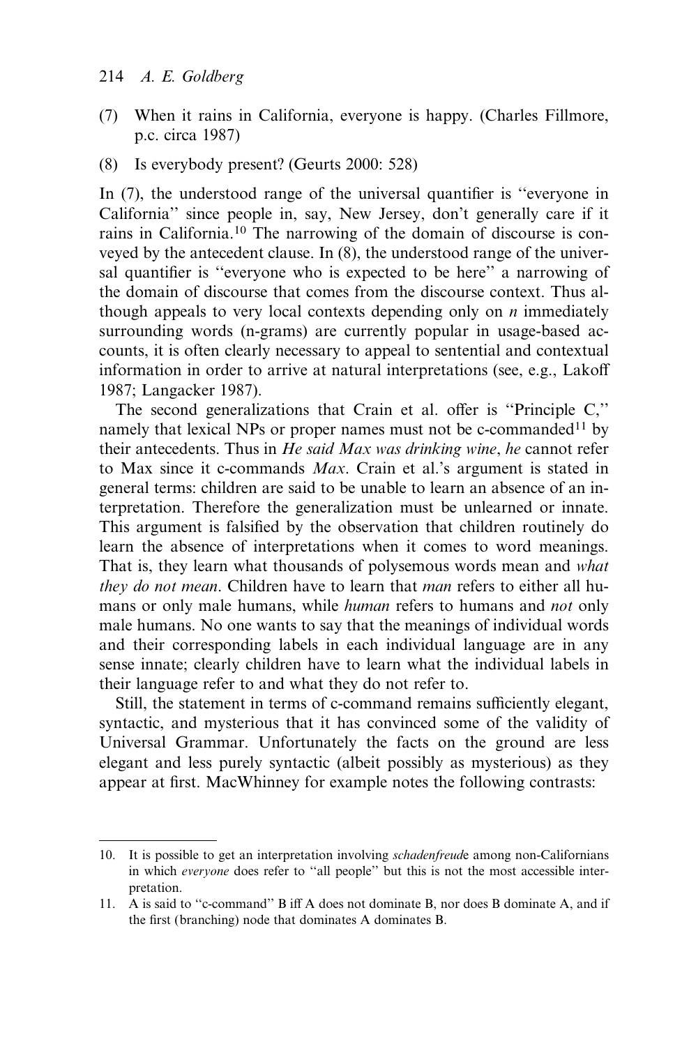(7) When it rains in California, everyone is happy. (Charles Fillmore, p.c. circa 1987)

(8) Is everybody present? (Geurts 2000: 528)

In (7), the understood range of the universal quantifier is "everyone in California" since people in, say, New Jersey, don't generally care if it rains in California.[10] The narrowing of the domain of discourse is conveyed by the antecedent clause. In (8), the understood range of the universal quantifier is "everyone who is expected to be here" a narrowing of the domain of discourse that comes from the discourse context. Thus although appeals to very local contexts depending only on *n* immediately surrounding words (n-grams) are currently popular in usage-based accounts, it is often clearly necessary to appeal to sentential and contextual information in order to arrive at natural interpretations (see, e.g., Lakoff 1987; Langacker 1987).

The second generalizations that Crain et al. offer is "Principle C," namely that lexical NPs or proper names must not be c-commanded[11] by their antecedents. Thus in *He said Max was drinking wine*, *he* cannot refer to Max since it c-commands *Max*. Crain et al.'s argument is stated in general terms: children are said to be unable to learn an absence of an interpretation. Therefore the generalization must be unlearned or innate. This argument is falsified by the observation that children routinely do learn the absence of interpretations when it comes to word meanings. That is, they learn what thousands of polysemous words mean and *what they do not mean*. Children have to learn that *man* refers to either all humans or only male humans, while *human* refers to humans and *not* only male humans. No one wants to say that the meanings of individual words and their corresponding labels in each individual language are in any sense innate; clearly children have to learn what the individual labels in their language refer to and what they do not refer to.

Still, the statement in terms of c-command remains sufficiently elegant, syntactic, and mysterious that it has convinced some of the validity of Universal Grammar. Unfortunately the facts on the ground are less elegant and less purely syntactic (albeit possibly as mysterious) as they appear at first. MacWhinney for example notes the following contrasts:

---

10. It is possible to get an interpretation involving *schadenfreude* among non-Californians in which *everyone* does refer to "all people" but this is not the most accessible interpretation.

11. A is said to "c-command" B iff A does not dominate B, nor does B dominate A, and if the first (branching) node that dominates A dominates B.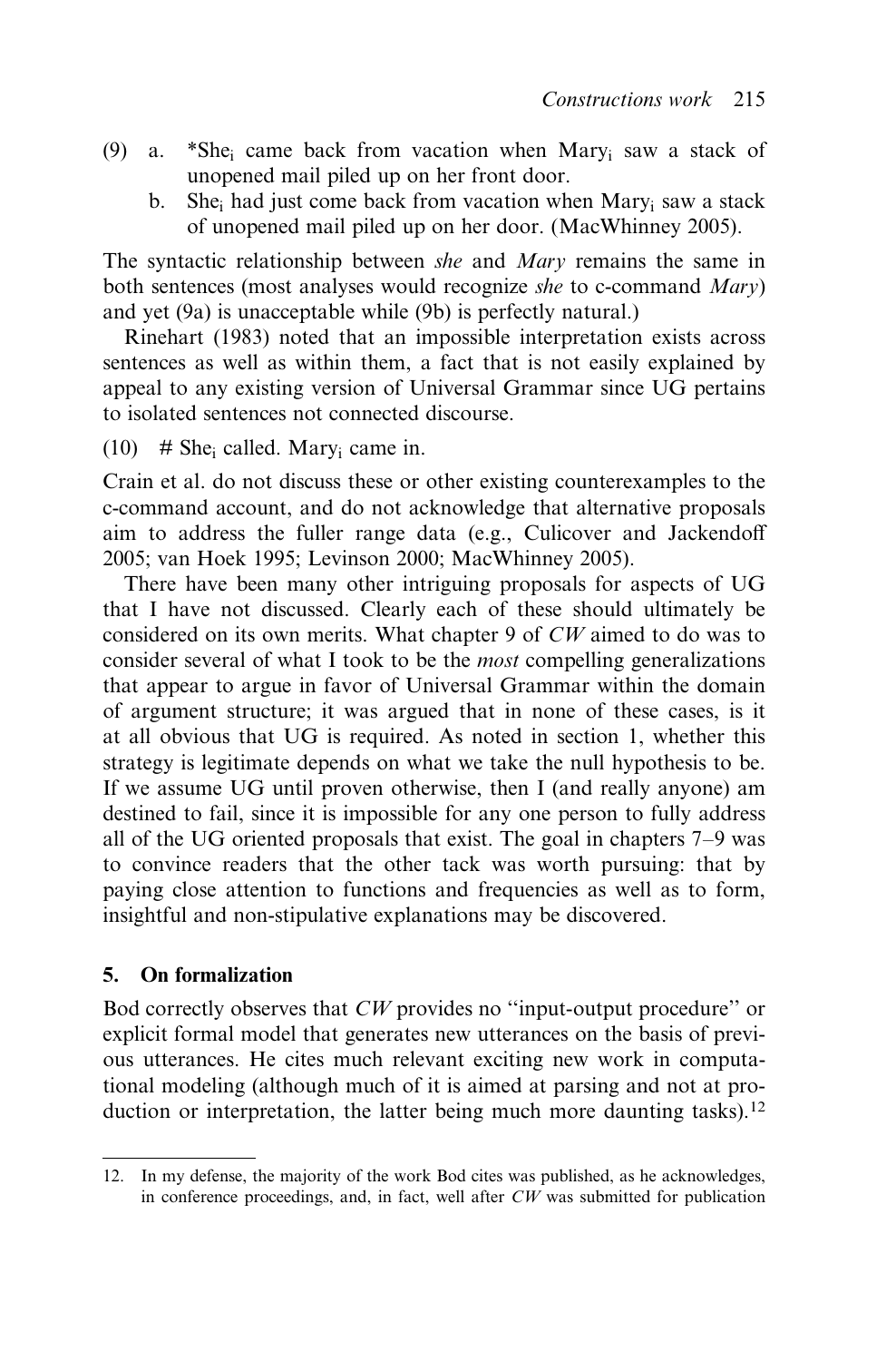(9) a. *She$_i$ came back from vacation when Mary$_i$ saw a stack of unopened mail piled up on her front door.

b. She$_i$ had just come back from vacation when Mary$_i$ saw a stack of unopened mail piled up on her door. (MacWhinney 2005).

The syntactic relationship between *she* and *Mary* remains the same in both sentences (most analyses would recognize *she* to c-command *Mary*) and yet (9a) is unacceptable while (9b) is perfectly natural.)

Rinehart (1983) noted that an impossible interpretation exists across sentences as well as within them, a fact that is not easily explained by appeal to any existing version of Universal Grammar since UG pertains to isolated sentences not connected discourse.

(10) # She$_i$ called. Mary$_i$ came in.

Crain et al. do not discuss these or other existing counterexamples to the c-command account, and do not acknowledge that alternative proposals aim to address the fuller range data (e.g., Culicover and Jackendoff 2005; van Hoek 1995; Levinson 2000; MacWhinney 2005).

There have been many other intriguing proposals for aspects of UG that I have not discussed. Clearly each of these should ultimately be considered on its own merits. What chapter 9 of *CW* aimed to do was to consider several of what I took to be the *most* compelling generalizations that appear to argue in favor of Universal Grammar within the domain of argument structure; it was argued that in none of these cases, is it at all obvious that UG is required. As noted in section 1, whether this strategy is legitimate depends on what we take the null hypothesis to be. If we assume UG until proven otherwise, then I (and really anyone) am destined to fail, since it is impossible for any one person to fully address all of the UG oriented proposals that exist. The goal in chapters 7–9 was to convince readers that the other tack was worth pursuing: that by paying close attention to functions and frequencies as well as to form, insightful and non-stipulative explanations may be discovered.

## 5. On formalization

Bod correctly observes that *CW* provides no "input-output procedure" or explicit formal model that generates new utterances on the basis of previous utterances. He cites much relevant exciting new work in computational modeling (although much of it is aimed at parsing and not at production or interpretation, the latter being much more daunting tasks).[12]

12. In my defense, the majority of the work Bod cites was published, as he acknowledges, in conference proceedings, and, in fact, well after *CW* was submitted for publication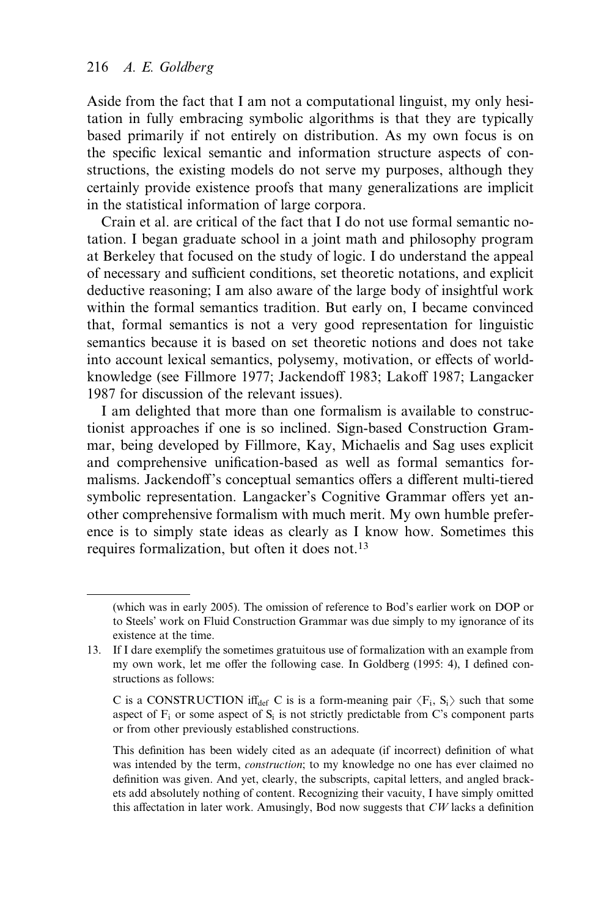Aside from the fact that I am not a computational linguist, my only hesitation in fully embracing symbolic algorithms is that they are typically based primarily if not entirely on distribution. As my own focus is on the specific lexical semantic and information structure aspects of constructions, the existing models do not serve my purposes, although they certainly provide existence proofs that many generalizations are implicit in the statistical information of large corpora.

Crain et al. are critical of the fact that I do not use formal semantic notation. I began graduate school in a joint math and philosophy program at Berkeley that focused on the study of logic. I do understand the appeal of necessary and sufficient conditions, set theoretic notations, and explicit deductive reasoning; I am also aware of the large body of insightful work within the formal semantics tradition. But early on, I became convinced that, formal semantics is not a very good representation for linguistic semantics because it is based on set theoretic notions and does not take into account lexical semantics, polysemy, motivation, or effects of world-knowledge (see Fillmore 1977; Jackendoff 1983; Lakoff 1987; Langacker 1987 for discussion of the relevant issues).

I am delighted that more than one formalism is available to constructionist approaches if one is so inclined. Sign-based Construction Grammar, being developed by Fillmore, Kay, Michaelis and Sag uses explicit and comprehensive unification-based as well as formal semantics formalisms. Jackendoff's conceptual semantics offers a different multi-tiered symbolic representation. Langacker's Cognitive Grammar offers yet another comprehensive formalism with much merit. My own humble preference is to simply state ideas as clearly as I know how. Sometimes this requires formalization, but often it does not.[13]

---

(which was in early 2005). The omission of reference to Bod's earlier work on DOP or to Steels' work on Fluid Construction Grammar was due simply to my ignorance of its existence at the time.

13. If I dare exemplify the sometimes gratuitous use of formalization with an example from my own work, let me offer the following case. In Goldberg (1995: 4), I defined constructions as follows:

C is a CONSTRUCTION $\text{iff}_{\text{def}}$ C is is a form-meaning pair $\langle F_i, S_i \rangle$ such that some aspect of $F_i$ or some aspect of $S_i$ is not strictly predictable from C's component parts or from other previously established constructions.

This definition has been widely cited as an adequate (if incorrect) definition of what was intended by the term, *construction*; to my knowledge no one has ever claimed no definition was given. And yet, clearly, the subscripts, capital letters, and angled brackets add absolutely nothing of content. Recognizing their vacuity, I have simply omitted this affectation in later work. Amusingly, Bod now suggests that *CW* lacks a definition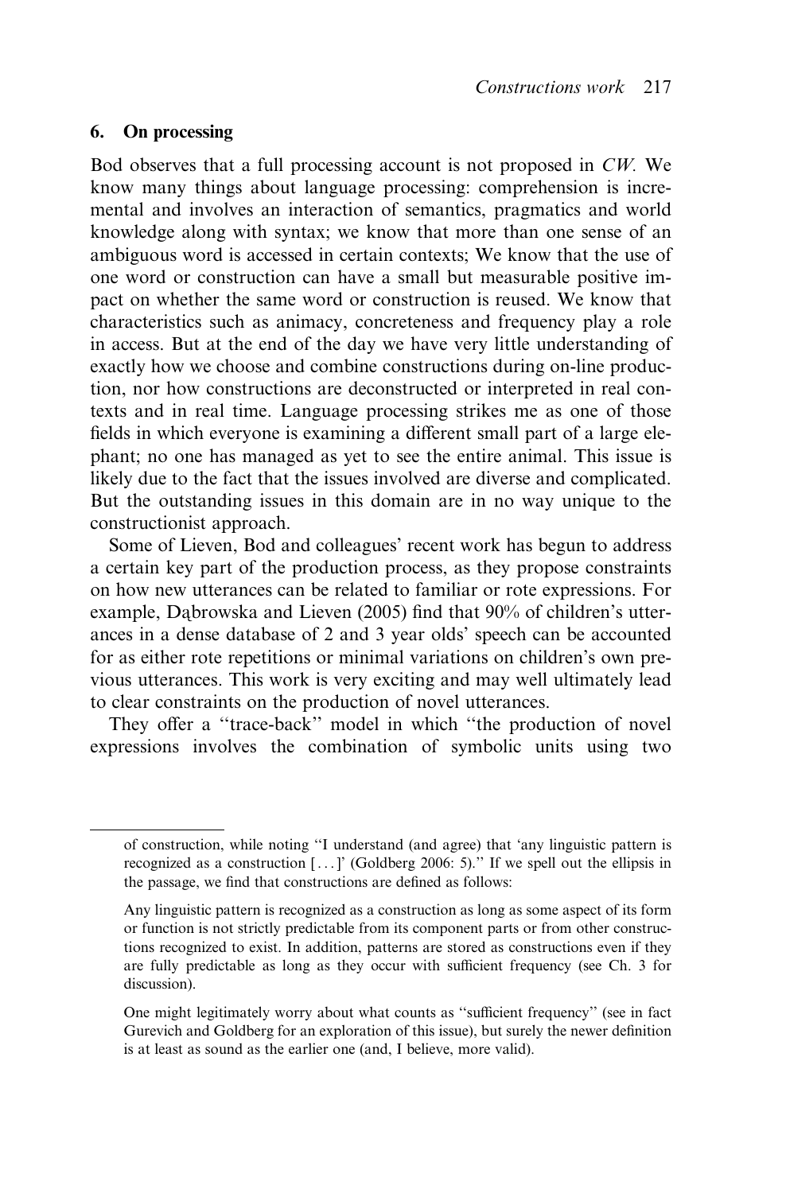## 6. On processing

Bod observes that a full processing account is not proposed in *CW*. We know many things about language processing: comprehension is incremental and involves an interaction of semantics, pragmatics and world knowledge along with syntax; we know that more than one sense of an ambiguous word is accessed in certain contexts; We know that the use of one word or construction can have a small but measurable positive impact on whether the same word or construction is reused. We know that characteristics such as animacy, concreteness and frequency play a role in access. But at the end of the day we have very little understanding of exactly how we choose and combine constructions during on-line production, nor how constructions are deconstructed or interpreted in real contexts and in real time. Language processing strikes me as one of those fields in which everyone is examining a different small part of a large elephant; no one has managed as yet to see the entire animal. This issue is likely due to the fact that the issues involved are diverse and complicated. But the outstanding issues in this domain are in no way unique to the constructionist approach.

Some of Lieven, Bod and colleagues' recent work has begun to address a certain key part of the production process, as they propose constraints on how new utterances can be related to familiar or rote expressions. For example, Dąbrowska and Lieven (2005) find that 90% of children's utterances in a dense database of 2 and 3 year olds' speech can be accounted for as either rote repetitions or minimal variations on children's own previous utterances. This work is very exciting and may well ultimately lead to clear constraints on the production of novel utterances.

They offer a "trace-back" model in which "the production of novel expressions involves the combination of symbolic units using two

---

of construction, while noting "I understand (and agree) that 'any linguistic pattern is recognized as a construction [...]' (Goldberg 2006: 5)." If we spell out the ellipsis in the passage, we find that constructions are defined as follows:

Any linguistic pattern is recognized as a construction as long as some aspect of its form or function is not strictly predictable from its component parts or from other constructions recognized to exist. In addition, patterns are stored as constructions even if they are fully predictable as long as they occur with sufficient frequency (see Ch. 3 for discussion).

One might legitimately worry about what counts as "sufficient frequency" (see in fact Gurevich and Goldberg for an exploration of this issue), but surely the newer definition is at least as sound as the earlier one (and, I believe, more valid).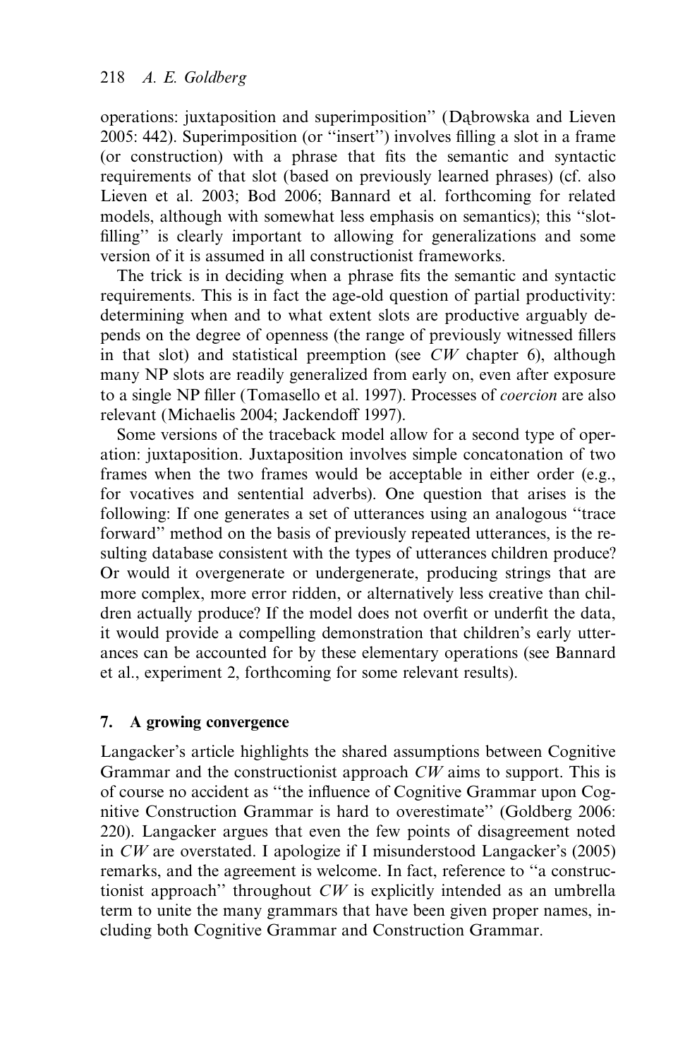operations: juxtaposition and superimposition'' (Dąbrowska and Lieven 2005: 442). Superimposition (or ''insert'') involves filling a slot in a frame (or construction) with a phrase that fits the semantic and syntactic requirements of that slot (based on previously learned phrases) (cf. also Lieven et al. 2003; Bod 2006; Bannard et al. forthcoming for related models, although with somewhat less emphasis on semantics); this ''slot-filling'' is clearly important to allowing for generalizations and some version of it is assumed in all constructionist frameworks.

The trick is in deciding when a phrase fits the semantic and syntactic requirements. This is in fact the age-old question of partial productivity: determining when and to what extent slots are productive arguably depends on the degree of openness (the range of previously witnessed fillers in that slot) and statistical preemption (see *CW* chapter 6), although many NP slots are readily generalized from early on, even after exposure to a single NP filler (Tomasello et al. 1997). Processes of *coercion* are also relevant (Michaelis 2004; Jackendoff 1997).

Some versions of the traceback model allow for a second type of operation: juxtaposition. Juxtaposition involves simple concatonation of two frames when the two frames would be acceptable in either order (e.g., for vocatives and sentential adverbs). One question that arises is the following: If one generates a set of utterances using an analogous ''trace forward'' method on the basis of previously repeated utterances, is the resulting database consistent with the types of utterances children produce? Or would it overgenerate or undergenerate, producing strings that are more complex, more error ridden, or alternatively less creative than children actually produce? If the model does not overfit or underfit the data, it would provide a compelling demonstration that children's early utterances can be accounted for by these elementary operations (see Bannard et al., experiment 2, forthcoming for some relevant results).

## 7. A growing convergence

Langacker's article highlights the shared assumptions between Cognitive Grammar and the constructionist approach *CW* aims to support. This is of course no accident as ''the influence of Cognitive Grammar upon Cognitive Construction Grammar is hard to overestimate'' (Goldberg 2006: 220). Langacker argues that even the few points of disagreement noted in *CW* are overstated. I apologize if I misunderstood Langacker's (2005) remarks, and the agreement is welcome. In fact, reference to ''a constructionist approach'' throughout *CW* is explicitly intended as an umbrella term to unite the many grammars that have been given proper names, including both Cognitive Grammar and Construction Grammar.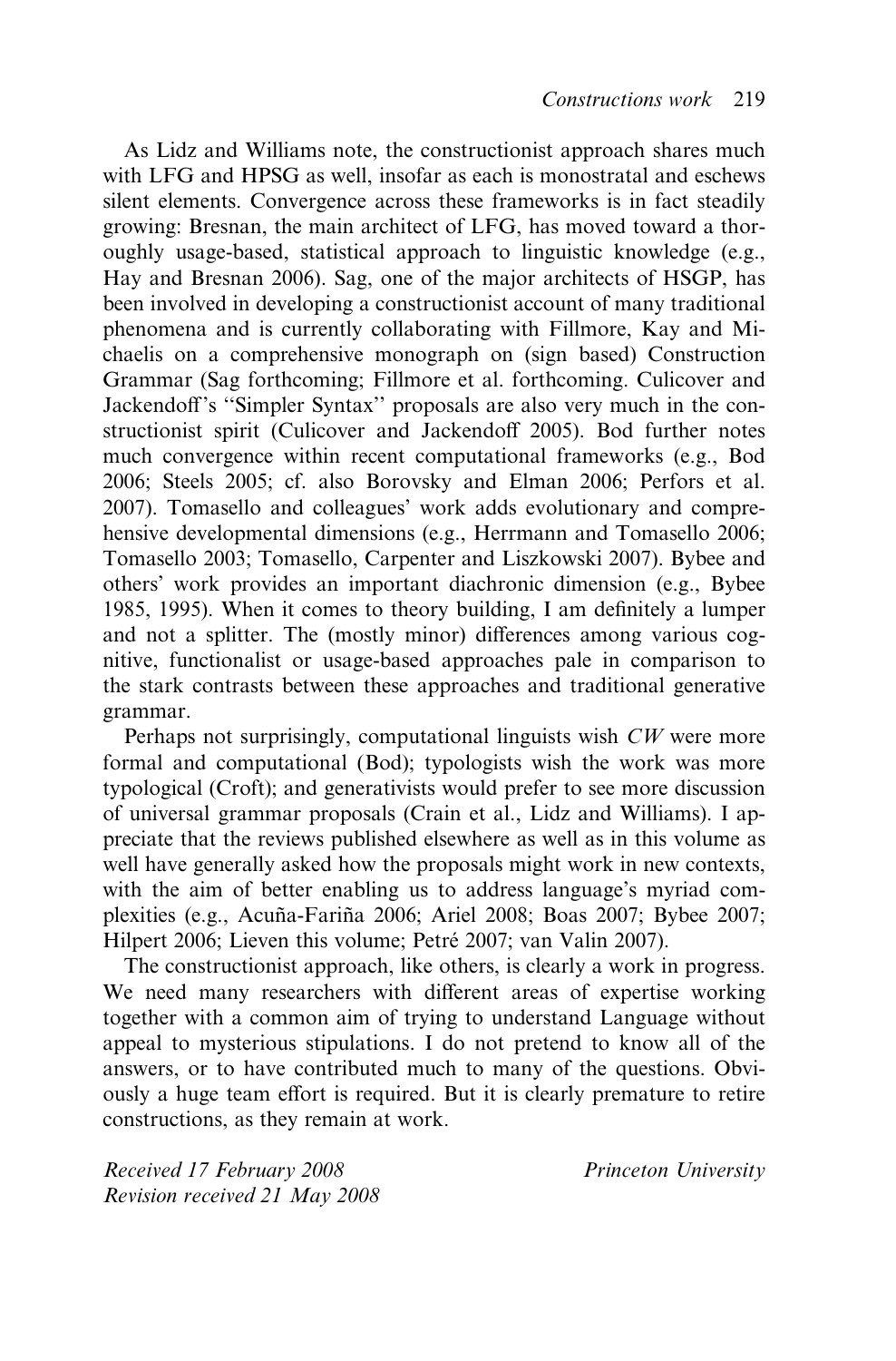As Lidz and Williams note, the constructionist approach shares much with LFG and HPSG as well, insofar as each is monostratal and eschews silent elements. Convergence across these frameworks is in fact steadily growing: Bresnan, the main architect of LFG, has moved toward a thoroughly usage-based, statistical approach to linguistic knowledge (e.g., Hay and Bresnan 2006). Sag, one of the major architects of HSGP, has been involved in developing a constructionist account of many traditional phenomena and is currently collaborating with Fillmore, Kay and Michaelis on a comprehensive monograph on (sign based) Construction Grammar (Sag forthcoming; Fillmore et al. forthcoming. Culicover and Jackendoff's ''Simpler Syntax'' proposals are also very much in the constructionist spirit (Culicover and Jackendoff 2005). Bod further notes much convergence within recent computational frameworks (e.g., Bod 2006; Steels 2005; cf. also Borovsky and Elman 2006; Perfors et al. 2007). Tomasello and colleagues' work adds evolutionary and comprehensive developmental dimensions (e.g., Herrmann and Tomasello 2006; Tomasello 2003; Tomasello, Carpenter and Liszkowski 2007). Bybee and others' work provides an important diachronic dimension (e.g., Bybee 1985, 1995). When it comes to theory building, I am definitely a lumper and not a splitter. The (mostly minor) differences among various cognitive, functionalist or usage-based approaches pale in comparison to the stark contrasts between these approaches and traditional generative grammar.

Perhaps not surprisingly, computational linguists wish *CW* were more formal and computational (Bod); typologists wish the work was more typological (Croft); and generativists would prefer to see more discussion of universal grammar proposals (Crain et al., Lidz and Williams). I appreciate that the reviews published elsewhere as well as in this volume as well have generally asked how the proposals might work in new contexts, with the aim of better enabling us to address language's myriad complexities (e.g., Acuña-Fariña 2006; Ariel 2008; Boas 2007; Bybee 2007; Hilpert 2006; Lieven this volume; Petré 2007; van Valin 2007).

The constructionist approach, like others, is clearly a work in progress. We need many researchers with different areas of expertise working together with a common aim of trying to understand Language without appeal to mysterious stipulations. I do not pretend to know all of the answers, or to have contributed much to many of the questions. Obviously a huge team effort is required. But it is clearly premature to retire constructions, as they remain at work.

*Received 17 February 2008*
*Revision received 21 May 2008*

*Princeton University*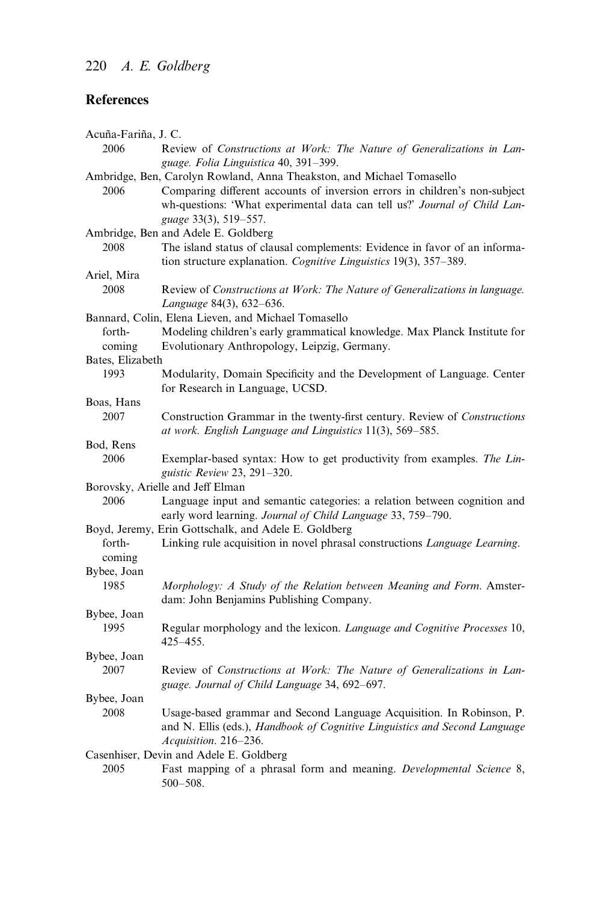## References

Acuña-Fariña, J. C.
2006 Review of *Constructions at Work: The Nature of Generalizations in Language. Folia Linguistica* 40, 391–399.

Ambridge, Ben, Carolyn Rowland, Anna Theakston, and Michael Tomasello
2006 Comparing different accounts of inversion errors in children's non-subject wh-questions: 'What experimental data can tell us?' *Journal of Child Language* 33(3), 519–557.

Ambridge, Ben and Adele E. Goldberg
2008 The island status of clausal complements: Evidence in favor of an information structure explanation. *Cognitive Linguistics* 19(3), 357–389.

Ariel, Mira
2008 Review of *Constructions at Work: The Nature of Generalizations in language. Language* 84(3), 632–636.

Bannard, Colin, Elena Lieven, and Michael Tomasello
forthcoming Modeling children's early grammatical knowledge. Max Planck Institute for Evolutionary Anthropology, Leipzig, Germany.

Bates, Elizabeth
1993 Modularity, Domain Specificity and the Development of Language. Center for Research in Language, UCSD.

Boas, Hans
2007 Construction Grammar in the twenty-first century. Review of *Constructions at work. English Language and Linguistics* 11(3), 569–585.

Bod, Rens
2006 Exemplar-based syntax: How to get productivity from examples. *The Linguistic Review* 23, 291–320.

Borovsky, Arielle and Jeff Elman
2006 Language input and semantic categories: a relation between cognition and early word learning. *Journal of Child Language* 33, 759–790.

Boyd, Jeremy, Erin Gottschalk, and Adele E. Goldberg
forthcoming Linking rule acquisition in novel phrasal constructions *Language Learning*.

Bybee, Joan
1985 *Morphology: A Study of the Relation between Meaning and Form*. Amsterdam: John Benjamins Publishing Company.

Bybee, Joan
1995 Regular morphology and the lexicon. *Language and Cognitive Processes* 10, 425–455.

Bybee, Joan
2007 Review of *Constructions at Work: The Nature of Generalizations in Language. Journal of Child Language* 34, 692–697.

Bybee, Joan
2008 Usage-based grammar and Second Language Acquisition. In Robinson, P. and N. Ellis (eds.), *Handbook of Cognitive Linguistics and Second Language Acquisition*. 216–236.

Casenhiser, Devin and Adele E. Goldberg
2005 Fast mapping of a phrasal form and meaning. *Developmental Science* 8, 500–508.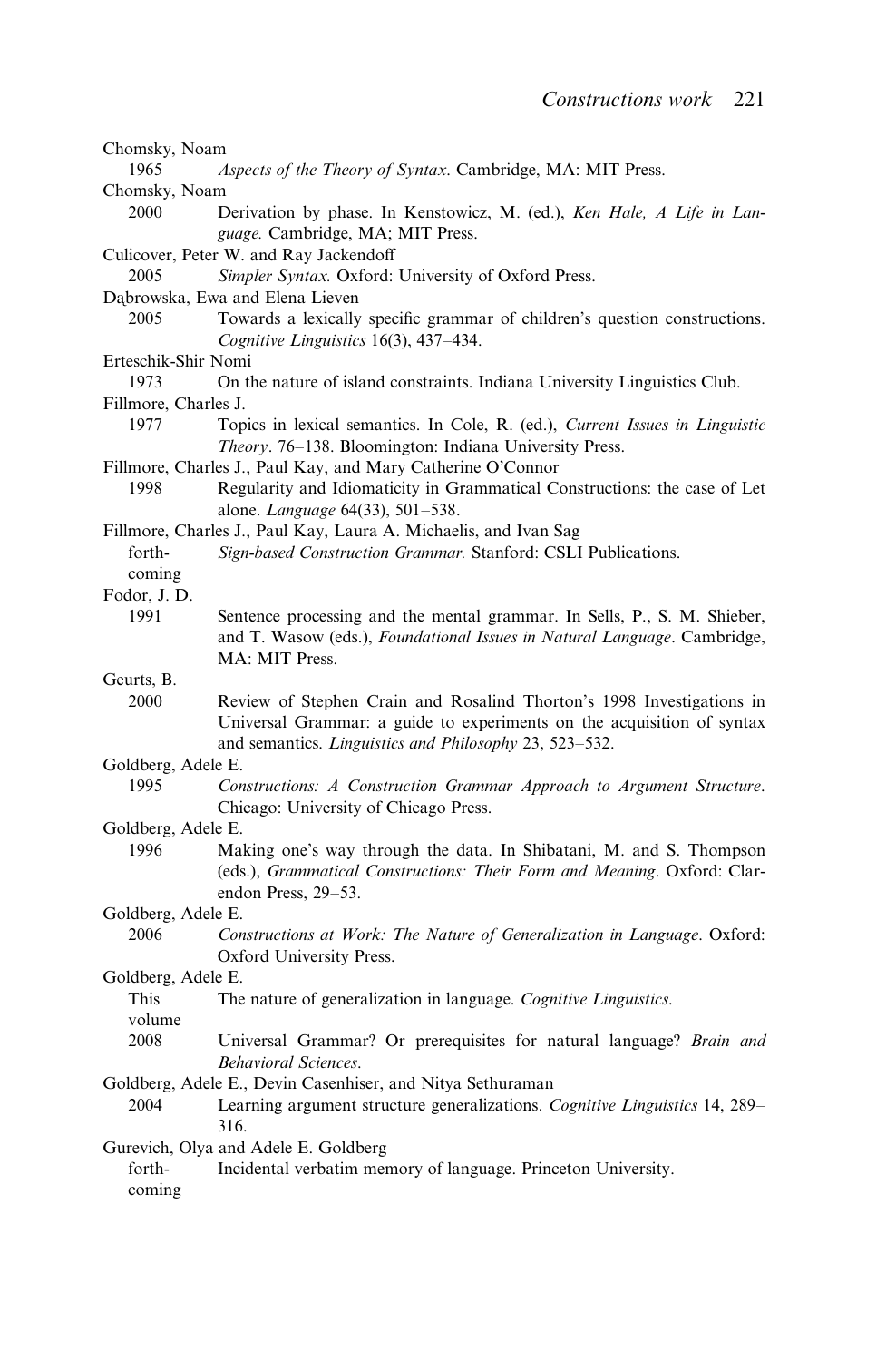Chomsky, Noam
  1965 *Aspects of the Theory of Syntax*. Cambridge, MA: MIT Press.

Chomsky, Noam
  2000 Derivation by phase. In Kenstowicz, M. (ed.), *Ken Hale, A Life in Language.* Cambridge, MA; MIT Press.

Culicover, Peter W. and Ray Jackendoff
  2005 *Simpler Syntax.* Oxford: University of Oxford Press.

Dąbrowska, Ewa and Elena Lieven
  2005 Towards a lexically specific grammar of children's question constructions. *Cognitive Linguistics* 16(3), 437–434.

Erteschik-Shir Nomi
  1973 On the nature of island constraints. Indiana University Linguistics Club.

Fillmore, Charles J.
  1977 Topics in lexical semantics. In Cole, R. (ed.), *Current Issues in Linguistic Theory*. 76–138. Bloomington: Indiana University Press.

Fillmore, Charles J., Paul Kay, and Mary Catherine O'Connor
  1998 Regularity and Idiomaticity in Grammatical Constructions: the case of Let alone. *Language* 64(33), 501–538.

Fillmore, Charles J., Paul Kay, Laura A. Michaelis, and Ivan Sag
  forthcoming *Sign-based Construction Grammar.* Stanford: CSLI Publications.

Fodor, J. D.
  1991 Sentence processing and the mental grammar. In Sells, P., S. M. Shieber, and T. Wasow (eds.), *Foundational Issues in Natural Language*. Cambridge, MA: MIT Press.

Geurts, B.
  2000 Review of Stephen Crain and Rosalind Thorton's 1998 Investigations in Universal Grammar: a guide to experiments on the acquisition of syntax and semantics. *Linguistics and Philosophy* 23, 523–532.

Goldberg, Adele E.
  1995 *Constructions: A Construction Grammar Approach to Argument Structure*. Chicago: University of Chicago Press.

Goldberg, Adele E.
  1996 Making one's way through the data. In Shibatani, M. and S. Thompson (eds.), *Grammatical Constructions: Their Form and Meaning*. Oxford: Clarendon Press, 29–53.

Goldberg, Adele E.
  2006 *Constructions at Work: The Nature of Generalization in Language*. Oxford: Oxford University Press.

Goldberg, Adele E.
  This volume The nature of generalization in language. *Cognitive Linguistics.*
  2008 Universal Grammar? Or prerequisites for natural language? *Brain and Behavioral Sciences.*

Goldberg, Adele E., Devin Casenhiser, and Nitya Sethuraman
  2004 Learning argument structure generalizations. *Cognitive Linguistics* 14, 289–316.

Gurevich, Olya and Adele E. Goldberg
  forthcoming Incidental verbatim memory of language. Princeton University.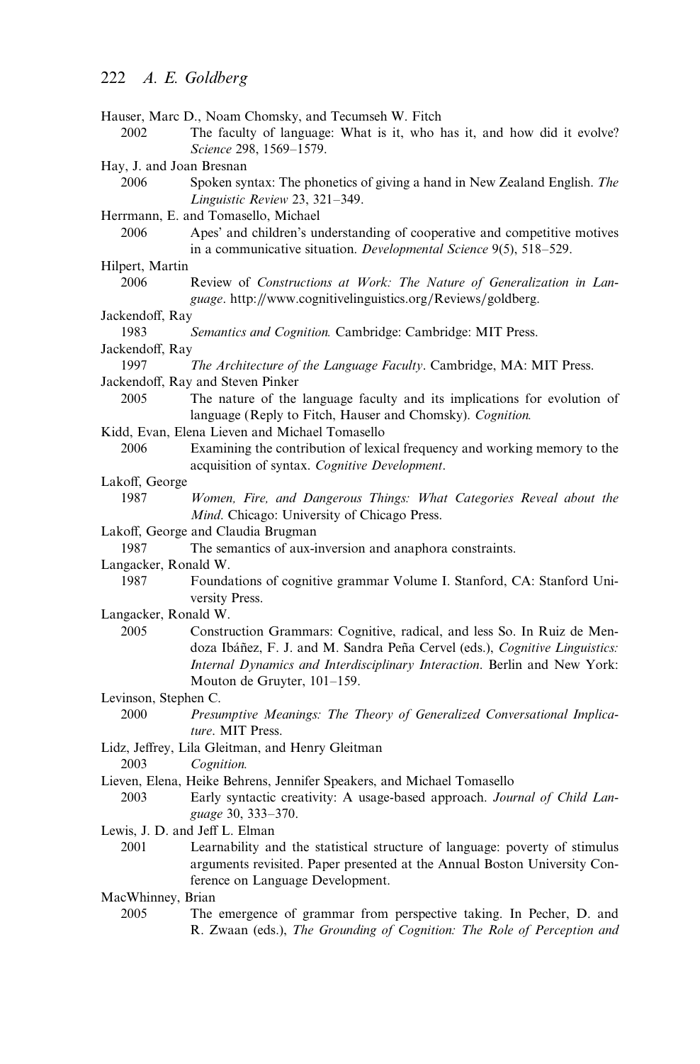Hauser, Marc D., Noam Chomsky, and Tecumseh W. Fitch
2002 The faculty of language: What is it, who has it, and how did it evolve? *Science* 298, 1569–1579.

Hay, J. and Joan Bresnan
2006 Spoken syntax: The phonetics of giving a hand in New Zealand English. *The Linguistic Review* 23, 321–349.

Herrmann, E. and Tomasello, Michael
2006 Apes' and children's understanding of cooperative and competitive motives in a communicative situation. *Developmental Science* 9(5), 518–529.

Hilpert, Martin
2006 Review of *Constructions at Work: The Nature of Generalization in Language*. http://www.cognitivelinguistics.org/Reviews/goldberg.

Jackendoff, Ray
1983 *Semantics and Cognition.* Cambridge: Cambridge: MIT Press.

Jackendoff, Ray
1997 *The Architecture of the Language Faculty*. Cambridge, MA: MIT Press.

Jackendoff, Ray and Steven Pinker
2005 The nature of the language faculty and its implications for evolution of language (Reply to Fitch, Hauser and Chomsky). *Cognition.*

Kidd, Evan, Elena Lieven and Michael Tomasello
2006 Examining the contribution of lexical frequency and working memory to the acquisition of syntax. *Cognitive Development*.

Lakoff, George
1987 *Women, Fire, and Dangerous Things: What Categories Reveal about the Mind*. Chicago: University of Chicago Press.

Lakoff, George and Claudia Brugman
1987 The semantics of aux-inversion and anaphora constraints.

Langacker, Ronald W.
1987 Foundations of cognitive grammar Volume I. Stanford, CA: Stanford University Press.

Langacker, Ronald W.
2005 Construction Grammars: Cognitive, radical, and less So. In Ruiz de Mendoza Ibáñez, F. J. and M. Sandra Peña Cervel (eds.), *Cognitive Linguistics: Internal Dynamics and Interdisciplinary Interaction*. Berlin and New York: Mouton de Gruyter, 101–159.

Levinson, Stephen C.
2000 *Presumptive Meanings: The Theory of Generalized Conversational Implicature*. MIT Press.

Lidz, Jeffrey, Lila Gleitman, and Henry Gleitman
2003 *Cognition.*

Lieven, Elena, Heike Behrens, Jennifer Speakers, and Michael Tomasello
2003 Early syntactic creativity: A usage-based approach. *Journal of Child Language* 30, 333–370.

Lewis, J. D. and Jeff L. Elman
2001 Learnability and the statistical structure of language: poverty of stimulus arguments revisited. Paper presented at the Annual Boston University Conference on Language Development.

MacWhinney, Brian
2005 The emergence of grammar from perspective taking. In Pecher, D. and R. Zwaan (eds.), *The Grounding of Cognition: The Role of Perception and*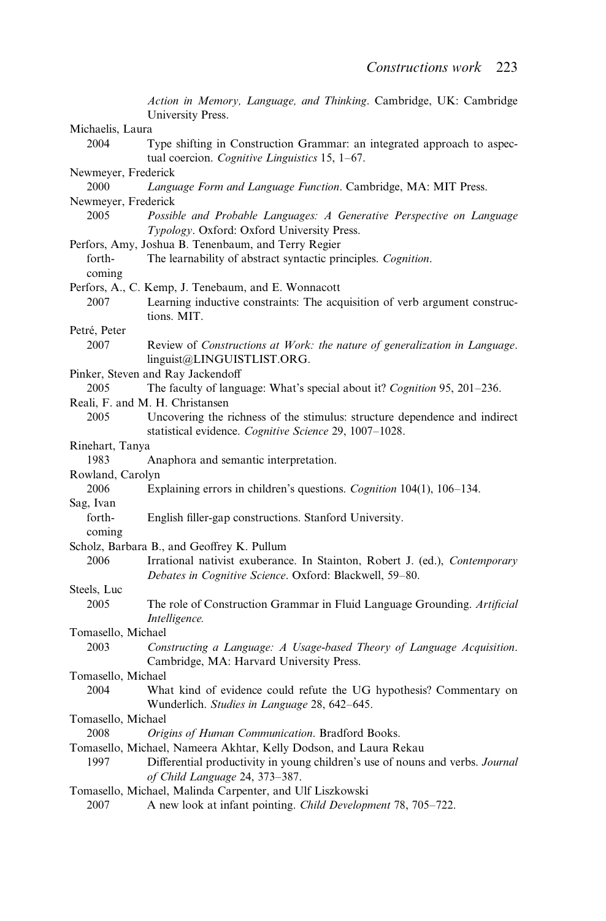*Action in Memory, Language, and Thinking*. Cambridge, UK: Cambridge University Press.

Michaelis, Laura
2004 Type shifting in Construction Grammar: an integrated approach to aspectual coercion. *Cognitive Linguistics* 15, 1–67.

Newmeyer, Frederick
2000 *Language Form and Language Function*. Cambridge, MA: MIT Press.

Newmeyer, Frederick
2005 *Possible and Probable Languages: A Generative Perspective on Language Typology*. Oxford: Oxford University Press.

Perfors, Amy, Joshua B. Tenenbaum, and Terry Regier
forthcoming The learnability of abstract syntactic principles. *Cognition*.

Perfors, A., C. Kemp, J. Tenebaum, and E. Wonnacott
2007 Learning inductive constraints: The acquisition of verb argument constructions. MIT.

Petré, Peter
2007 Review of *Constructions at Work: the nature of generalization in Language*. linguist@LINGUISTLIST.ORG.

Pinker, Steven and Ray Jackendoff
2005 The faculty of language: What's special about it? *Cognition* 95, 201–236.

Reali, F. and M. H. Christansen
2005 Uncovering the richness of the stimulus: structure dependence and indirect statistical evidence. *Cognitive Science* 29, 1007–1028.

Rinehart, Tanya
1983 Anaphora and semantic interpretation.

Rowland, Carolyn
2006 Explaining errors in children's questions. *Cognition* 104(1), 106–134.

Sag, Ivan
forthcoming English filler-gap constructions. Stanford University.

Scholz, Barbara B., and Geoffrey K. Pullum
2006 Irrational nativist exuberance. In Stainton, Robert J. (ed.), *Contemporary Debates in Cognitive Science*. Oxford: Blackwell, 59–80.

Steels, Luc
2005 The role of Construction Grammar in Fluid Language Grounding. *Artificial Intelligence.*

Tomasello, Michael
2003 *Constructing a Language: A Usage-based Theory of Language Acquisition*. Cambridge, MA: Harvard University Press.

Tomasello, Michael
2004 What kind of evidence could refute the UG hypothesis? Commentary on Wunderlich. *Studies in Language* 28, 642–645.

Tomasello, Michael
2008 *Origins of Human Communication*. Bradford Books.

Tomasello, Michael, Nameera Akhtar, Kelly Dodson, and Laura Rekau
1997 Differential productivity in young children's use of nouns and verbs. *Journal of Child Language* 24, 373–387.

Tomasello, Michael, Malinda Carpenter, and Ulf Liszkowski
2007 A new look at infant pointing. *Child Development* 78, 705–722.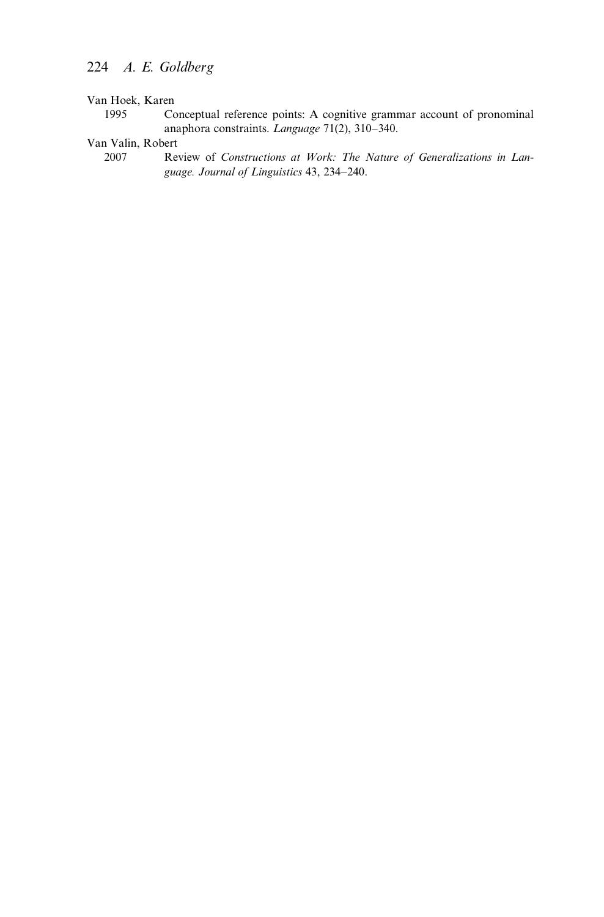Van Hoek, Karen

1995 Conceptual reference points: A cognitive grammar account of pronominal anaphora constraints. *Language* 71(2), 310–340.

Van Valin, Robert

2007 Review of *Constructions at Work: The Nature of Generalizations in Language. Journal of Linguistics* 43, 234–240.